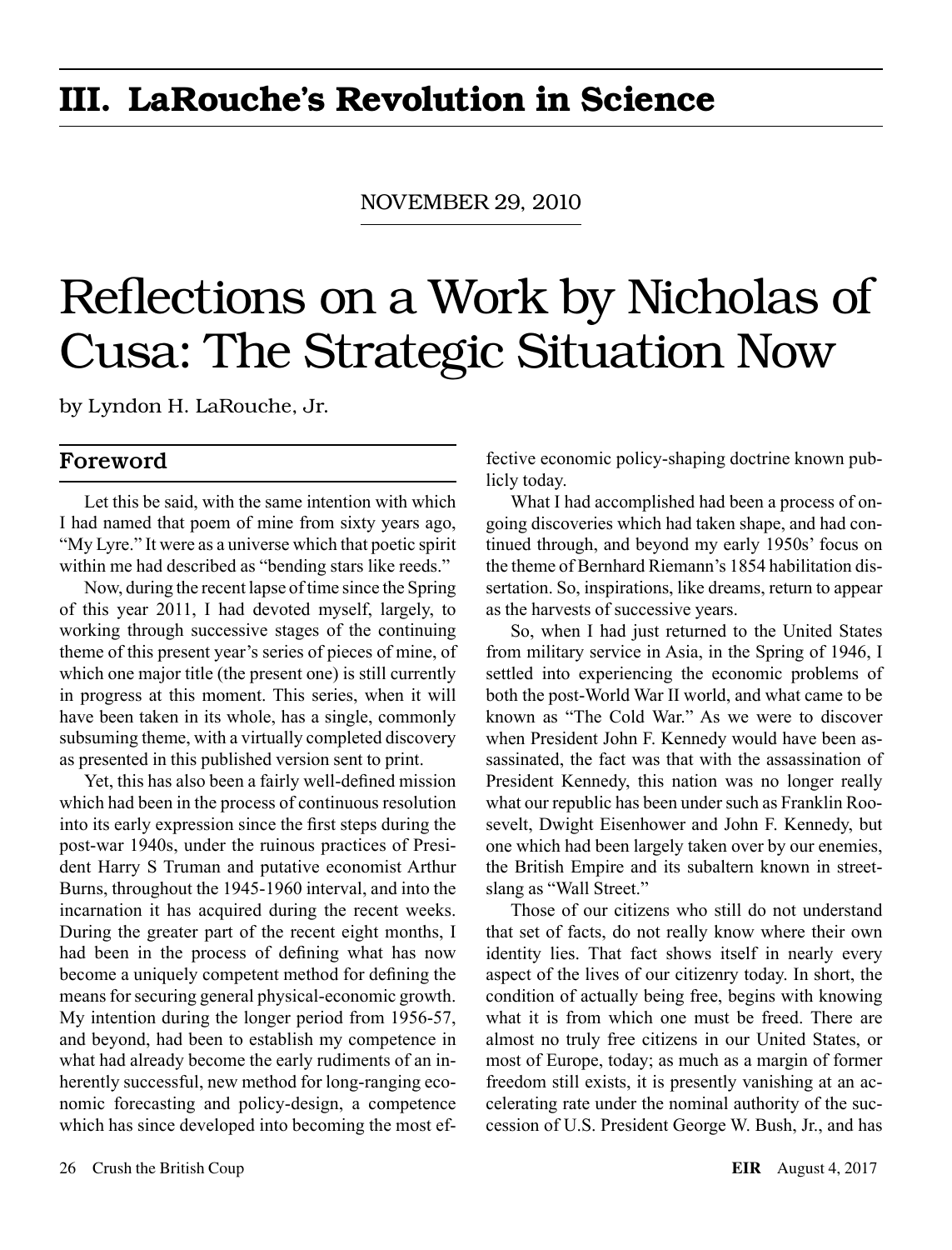# III. LaRouche's Revolution in Science

NOVEMBER 29, 2010

# Reflections on a Work by Nicholas of Cusa: The Strategic Situation Now

by Lyndon H. LaRouche, Jr.

## Foreword

Let this be said, with the same intention with which I had named that poem of mine from sixty years ago, "My Lyre." It were as a universe which that poetic spirit within me had described as "bending stars like reeds."

Now, during the recent lapse of time since the Spring of this year 2011, I had devoted myself, largely, to working through successive stages of the continuing theme of this present year's series of pieces of mine, of which one major title (the present one) is still currently in progress at this moment. This series, when it will have been taken in its whole, has a single, commonly subsuming theme, with a virtually completed discovery as presented in this published version sent to print.

Yet, this has also been a fairly well-defined mission which had been in the process of continuous resolution into its early expression since the first steps during the post-war 1940s, under the ruinous practices of President Harry S Truman and putative economist Arthur Burns, throughout the 1945-1960 interval, and into the incarnation it has acquired during the recent weeks. During the greater part of the recent eight months, I had been in the process of defining what has now become a uniquely competent method for defining the means for securing general physical-economic growth. My intention during the longer period from 1956-57, and beyond, had been to establish my competence in what had already become the early rudiments of an inherently successful, new method for long-ranging economic forecasting and policy-design, a competence which has since developed into becoming the most effective economic policy-shaping doctrine known publicly today.

What I had accomplished had been a process of ongoing discoveries which had taken shape, and had continued through, and beyond my early 1950s' focus on the theme of Bernhard Riemann's 1854 habilitation dissertation. So, inspirations, like dreams, return to appear as the harvests of successive years.

So, when I had just returned to the United States from military service in Asia, in the Spring of 1946, I settled into experiencing the economic problems of both the post-World War II world, and what came to be known as "The Cold War." As we were to discover when President John F. Kennedy would have been assassinated, the fact was that with the assassination of President Kennedy, this nation was no longer really what our republic has been under such as Franklin Roosevelt, Dwight Eisenhower and John F. Kennedy, but one which had been largely taken over by our enemies, the British Empire and its subaltern known in street-slang as "Wall Street."

Those of our citizens who still do not understand that set of facts, do not really know where their own identity lies. That fact shows itself in nearly every aspect of the lives of our citizenry today. In short, the condition of actually being free, begins with knowing what it is from which one must be freed. There are almost no truly free citizens in our United States, or most of Europe, today; as much as a margin of former freedom still exists, it is presently vanishing at an accelerating rate under the nominal authority of the succession of U.S. President George W. Bush, Jr., and has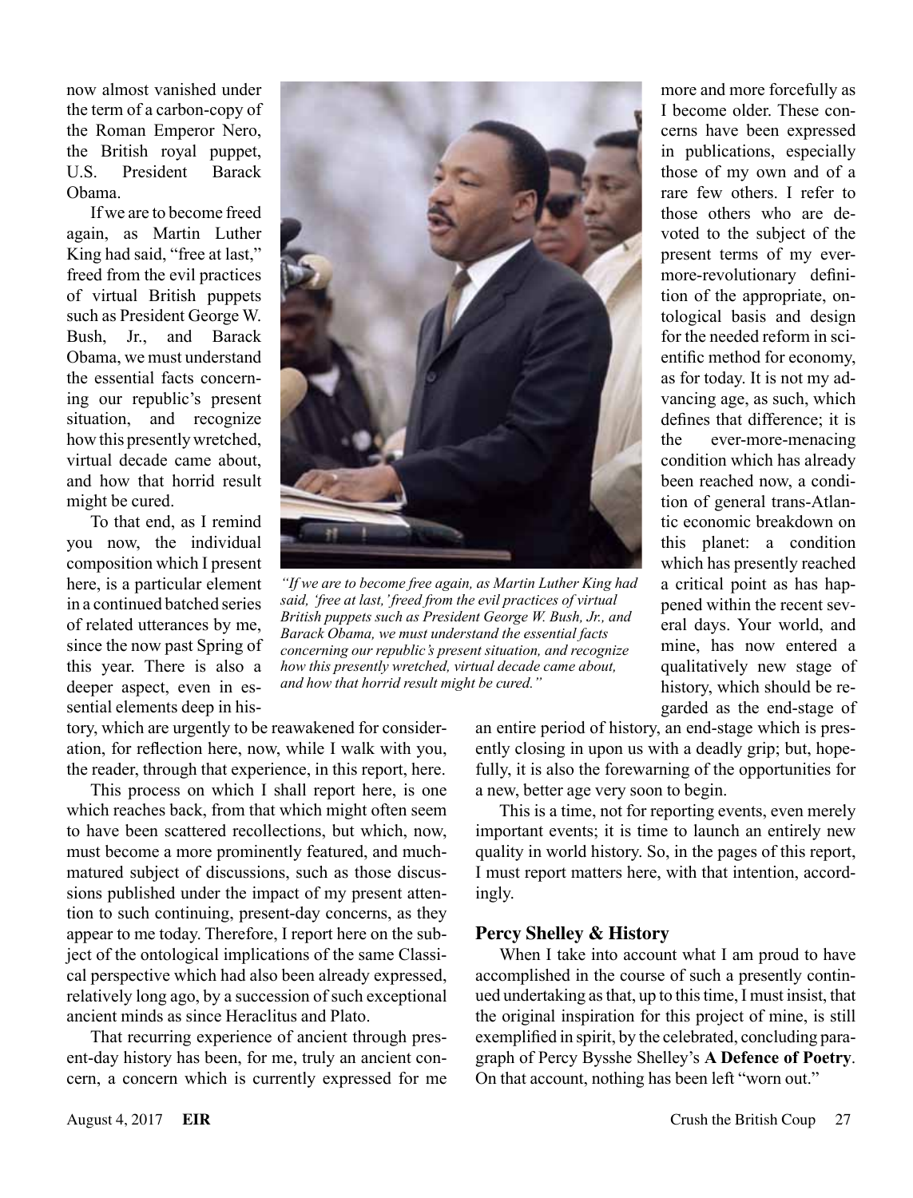now almost vanished under the term of a carbon-copy of the Roman Emperor Nero, the British royal puppet, U.S. President Barack Obama.

If we are to become freed again, as Martin Luther King had said, "free at last," freed from the evil practices of virtual British puppets such as President George W. Bush, Jr., and Barack Obama, we must understand the essential facts concerning our republic's present situation, and recognize how this presently wretched, virtual decade came about, and how that horrid result might be cured.

To that end, as I remind you now, the individual composition which I present here, is a particular element in a continued batched series of related utterances by me, since the now past Spring of this year. There is also a deeper aspect, even in essential elements deep in history, which are urgently to be reawakened for consideration, for reflection here, now, while I walk with you, the reader, through that experience, in this report, here.

*"If we are to become free again, as Martin Luther King had said, 'free at last,' freed from the evil practices of virtual British puppets such as President George W. Bush, Jr., and Barack Obama, we must understand the essential facts concerning our republic's present situation, and recognize how this presently wretched, virtual decade came about, and how that horrid result might be cured."*

This process on which I shall report here, is one which reaches back, from that which might often seem to have been scattered recollections, but which, now, must become a more prominently featured, and much-matured subject of discussions, such as those discussions published under the impact of my present attention to such continuing, present-day concerns, as they appear to me today. Therefore, I report here on the subject of the ontological implications of the same Classical perspective which had also been already expressed, relatively long ago, by a succession of such exceptional ancient minds as since Heraclitus and Plato.

That recurring experience of ancient through present-day history has been, for me, truly an ancient concern, a concern which is currently expressed for me more and more forcefully as I become older. These concerns have been expressed in publications, especially those of my own and of a rare few others. I refer to those others who are devoted to the subject of the present terms of my ever-more-revolutionary definition of the appropriate, ontological basis and design for the needed reform in scientific method for economy, as for today. It is not my advancing age, as such, which defines that difference; it is the ever-more-menacing condition which has already been reached now, a condition of general trans-Atlantic economic breakdown on this planet: a condition which has presently reached a critical point as has happened within the recent several days. Your world, and mine, has now entered a qualitatively new stage of history, which should be regarded as the end-stage of an entire period of history, an end-stage which is presently closing in upon us with a deadly grip; but, hopefully, it is also the forewarning of the opportunities for a new, better age very soon to begin.

This is a time, not for reporting events, even merely important events; it is time to launch an entirely new quality in world history. So, in the pages of this report, I must report matters here, with that intention, accordingly.

## Percy Shelley & History

When I take into account what I am proud to have accomplished in the course of such a presently continued undertaking as that, up to this time, I must insist, that the original inspiration for this project of mine, is still exemplified in spirit, by the celebrated, concluding paragraph of Percy Bysshe Shelley's **A Defence of Poetry**. On that account, nothing has been left "worn out."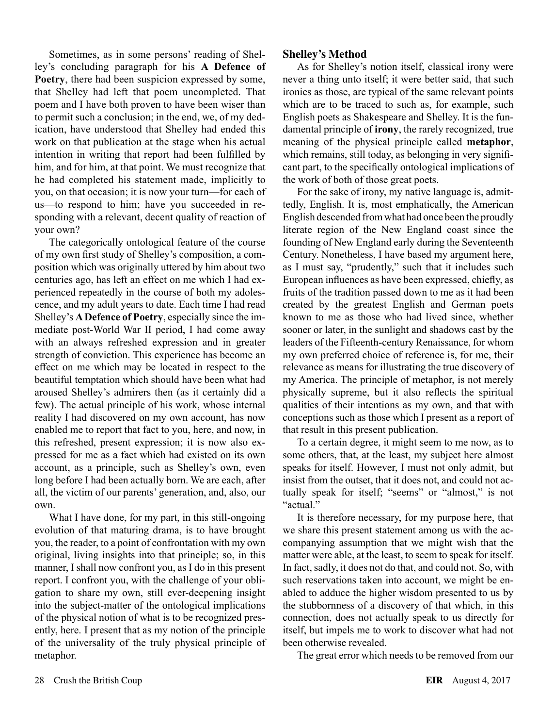Sometimes, as in some persons' reading of Shelley's concluding paragraph for his **A Defence of Poetry**, there had been suspicion expressed by some, that Shelley had left that poem uncompleted. That poem and I have both proven to have been wiser than to permit such a conclusion; in the end, we, of my dedication, have understood that Shelley had ended this work on that publication at the stage when his actual intention in writing that report had been fulfilled by him, and for him, at that point. We must recognize that he had completed his statement made, implicitly to you, on that occasion; it is now your turn—for each of us—to respond to him; have you succeeded in responding with a relevant, decent quality of reaction of your own?

The categorically ontological feature of the course of my own first study of Shelley's composition, a composition which was originally uttered by him about two centuries ago, has left an effect on me which I had experienced repeatedly in the course of both my adolescence, and my adult years to date. Each time I had read Shelley's **A Defence of Poetry**, especially since the immediate post-World War II period, I had come away with an always refreshed expression and in greater strength of conviction. This experience has become an effect on me which may be located in respect to the beautiful temptation which should have been what had aroused Shelley's admirers then (as it certainly did a few). The actual principle of his work, whose internal reality I had discovered on my own account, has now enabled me to report that fact to you, here, and now, in this refreshed, present expression; it is now also expressed for me as a fact which had existed on its own account, as a principle, such as Shelley's own, even long before I had been actually born. We are each, after all, the victim of our parents' generation, and, also, our own.

What I have done, for my part, in this still-ongoing evolution of that maturing drama, is to have brought you, the reader, to a point of confrontation with my own original, living insights into that principle; so, in this manner, I shall now confront you, as I do in this present report. I confront you, with the challenge of your obligation to share my own, still ever-deepening insight into the subject-matter of the ontological implications of the physical notion of what is to be recognized presently, here. I present that as my notion of the principle of the universality of the truly physical principle of metaphor.

## Shelley's Method

As for Shelley's notion itself, classical irony were never a thing unto itself; it were better said, that such ironies as those, are typical of the same relevant points which are to be traced to such as, for example, such English poets as Shakespeare and Shelley. It is the fundamental principle of **irony**, the rarely recognized, true meaning of the physical principle called **metaphor**, which remains, still today, as belonging in very significant part, to the specifically ontological implications of the work of both of those great poets.

For the sake of irony, my native language is, admittedly, English. It is, most emphatically, the American English descended from what had once been the proudly literate region of the New England coast since the founding of New England early during the Seventeenth Century. Nonetheless, I have based my argument here, as I must say, "prudently," such that it includes such European influences as have been expressed, chiefly, as fruits of the tradition passed down to me as it had been created by the greatest English and German poets known to me as those who had lived since, whether sooner or later, in the sunlight and shadows cast by the leaders of the Fifteenth-century Renaissance, for whom my own preferred choice of reference is, for me, their relevance as means for illustrating the true discovery of my America. The principle of metaphor, is not merely physically supreme, but it also reflects the spiritual qualities of their intentions as my own, and that with conceptions such as those which I present as a report of that result in this present publication.

To a certain degree, it might seem to me now, as to some others, that, at the least, my subject here almost speaks for itself. However, I must not only admit, but insist from the outset, that it does not, and could not actually speak for itself; "seems" or "almost," is not "actual."

It is therefore necessary, for my purpose here, that we share this present statement among us with the accompanying assumption that we might wish that the matter were able, at the least, to seem to speak for itself. In fact, sadly, it does not do that, and could not. So, with such reservations taken into account, we might be enabled to adduce the higher wisdom presented to us by the stubbornness of a discovery of that which, in this connection, does not actually speak to us directly for itself, but impels me to work to discover what had not been otherwise revealed.

The great error which needs to be removed from our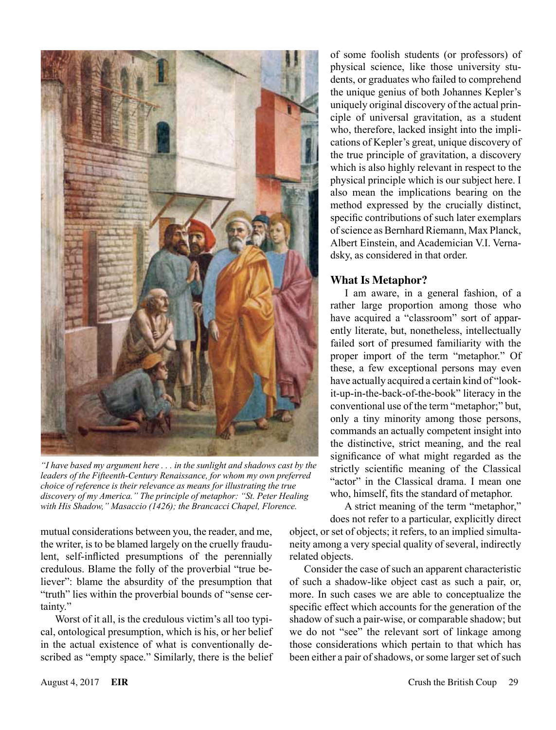*"I have based my argument here . . . in the sunlight and shadows cast by the leaders of the Fifteenth-Century Renaissance, for whom my own preferred choice of reference is their relevance as means for illustrating the true discovery of my America." The principle of metaphor: "St. Peter Healing with His Shadow," Masaccio (1426); the Brancacci Chapel, Florence.*

mutual considerations between you, the reader, and me, the writer, is to be blamed largely on the cruelly fraudulent, self-inflicted presumptions of the perennially credulous. Blame the folly of the proverbial "true believer": blame the absurdity of the presumption that "truth" lies within the proverbial bounds of "sense certainty."

Worst of it all, is the credulous victim's all too typical, ontological presumption, which is his, or her belief in the actual existence of what is conventionally described as "empty space." Similarly, there is the belief of some foolish students (or professors) of physical science, like those university students, or graduates who failed to comprehend the unique genius of both Johannes Kepler's uniquely original discovery of the actual principle of universal gravitation, as a student who, therefore, lacked insight into the implications of Kepler's great, unique discovery of the true principle of gravitation, a discovery which is also highly relevant in respect to the physical principle which is our subject here. I also mean the implications bearing on the method expressed by the crucially distinct, specific contributions of such later exemplars of science as Bernhard Riemann, Max Planck, Albert Einstein, and Academician V.I. Vernadsky, as considered in that order.

## What Is Metaphor?

I am aware, in a general fashion, of a rather large proportion among those who have acquired a "classroom" sort of apparently literate, but, nonetheless, intellectually failed sort of presumed familiarity with the proper import of the term "metaphor." Of these, a few exceptional persons may even have actually acquired a certain kind of "look-it-up-in-the-back-of-the-book" literacy in the conventional use of the term "metaphor;" but, only a tiny minority among those persons, commands an actually competent insight into the distinctive, strict meaning, and the real significance of what might regarded as the strictly scientific meaning of the Classical "actor" in the Classical drama. I mean one who, himself, fits the standard of metaphor.

A strict meaning of the term "metaphor," does not refer to a particular, explicitly direct object, or set of objects; it refers, to an implied simultaneity among a very special quality of several, indirectly related objects.

Consider the case of such an apparent characteristic of such a shadow-like object cast as such a pair, or, more. In such cases we are able to conceptualize the specific effect which accounts for the generation of the shadow of such a pair-wise, or comparable shadow; but we do not "see" the relevant sort of linkage among those considerations which pertain to that which has been either a pair of shadows, or some larger set of such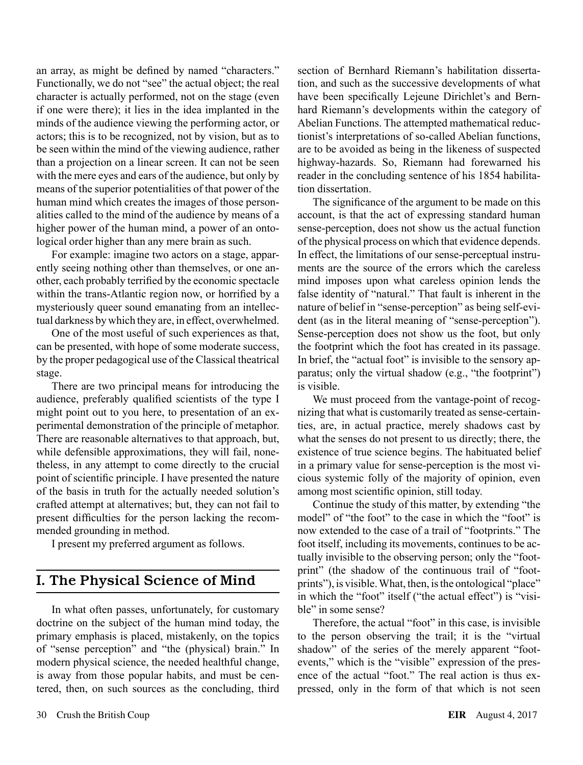an array, as might be defined by named "characters." Functionally, we do not "see" the actual object; the real character is actually performed, not on the stage (even if one were there); it lies in the idea implanted in the minds of the audience viewing the performing actor, or actors; this is to be recognized, not by vision, but as to be seen within the mind of the viewing audience, rather than a projection on a linear screen. It can not be seen with the mere eyes and ears of the audience, but only by means of the superior potentialities of that power of the human mind which creates the images of those personalities called to the mind of the audience by means of a higher power of the human mind, a power of an ontological order higher than any mere brain as such.

For example: imagine two actors on a stage, apparently seeing nothing other than themselves, or one another, each probably terrified by the economic spectacle within the trans-Atlantic region now, or horrified by a mysteriously queer sound emanating from an intellectual darkness by which they are, in effect, overwhelmed.

One of the most useful of such experiences as that, can be presented, with hope of some moderate success, by the proper pedagogical use of the Classical theatrical stage.

There are two principal means for introducing the audience, preferably qualified scientists of the type I might point out to you here, to presentation of an experimental demonstration of the principle of metaphor. There are reasonable alternatives to that approach, but, while defensible approximations, they will fail, nonetheless, in any attempt to come directly to the crucial point of scientific principle. I have presented the nature of the basis in truth for the actually needed solution's crafted attempt at alternatives; but, they can not fail to present difficulties for the person lacking the recommended grounding in method.

I present my preferred argument as follows.

## I. The Physical Science of Mind

In what often passes, unfortunately, for customary doctrine on the subject of the human mind today, the primary emphasis is placed, mistakenly, on the topics of "sense perception" and "the (physical) brain." In modern physical science, the needed healthful change, is away from those popular habits, and must be centered, then, on such sources as the concluding, third section of Bernhard Riemann's habilitation dissertation, and such as the successive developments of what have been specifically Lejeune Dirichlet's and Bernhard Riemann's developments within the category of Abelian Functions. The attempted mathematical reductionist's interpretations of so-called Abelian functions, are to be avoided as being in the likeness of suspected highway-hazards. So, Riemann had forewarned his reader in the concluding sentence of his 1854 habilitation dissertation.

The significance of the argument to be made on this account, is that the act of expressing standard human sense-perception, does not show us the actual function of the physical process on which that evidence depends. In effect, the limitations of our sense-perceptual instruments are the source of the errors which the careless mind imposes upon what careless opinion lends the false identity of "natural." That fault is inherent in the nature of belief in "sense-perception" as being self-evident (as in the literal meaning of "sense-perception"). Sense-perception does not show us the foot, but only the footprint which the foot has created in its passage. In brief, the "actual foot" is invisible to the sensory apparatus; only the virtual shadow (e.g., "the footprint") is visible.

We must proceed from the vantage-point of recognizing that what is customarily treated as sense-certainties, are, in actual practice, merely shadows cast by what the senses do not present to us directly; there, the existence of true science begins. The habituated belief in a primary value for sense-perception is the most vicious systemic folly of the majority of opinion, even among most scientific opinion, still today.

Continue the study of this matter, by extending "the model" of "the foot" to the case in which the "foot" is now extended to the case of a trail of "footprints." The foot itself, including its movements, continues to be actually invisible to the observing person; only the "footprint" (the shadow of the continuous trail of "footprints"), is visible. What, then, is the ontological "place" in which the "foot" itself ("the actual effect") is "visible" in some sense?

Therefore, the actual "foot" in this case, is invisible to the person observing the trail; it is the "virtual shadow" of the series of the merely apparent "foot-events," which is the "visible" expression of the presence of the actual "foot." The real action is thus expressed, only in the form of that which is not seen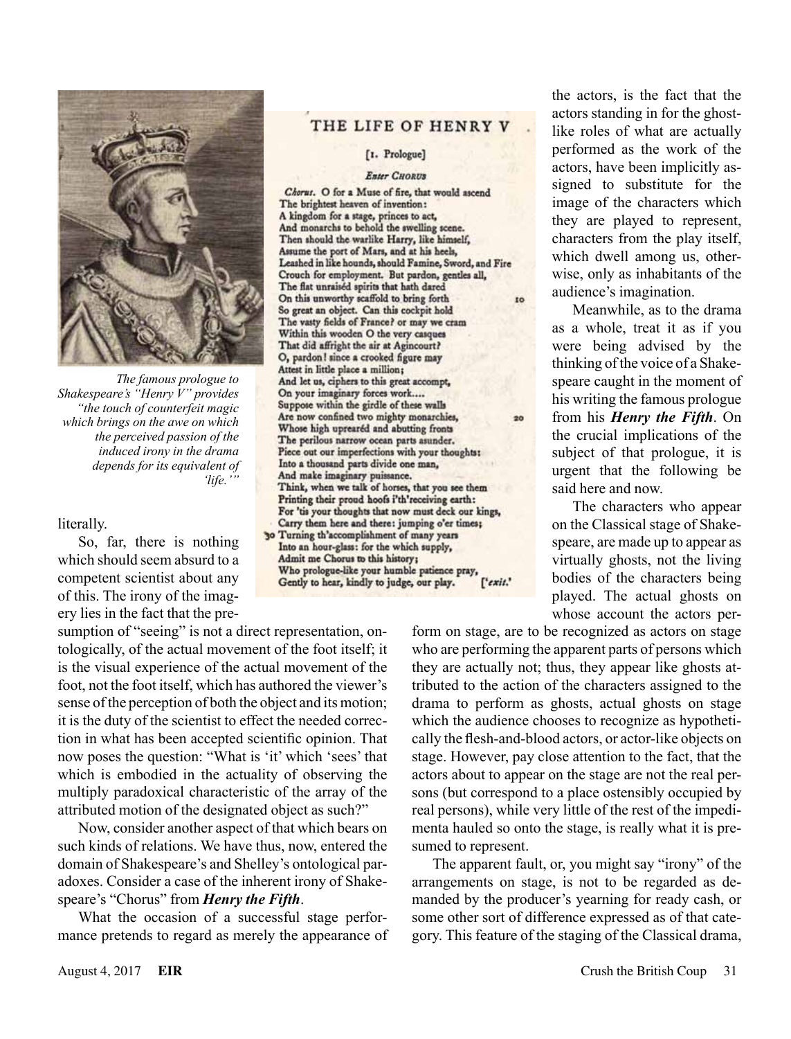The famous prologue to Shakespeare's "Henry V" provides "the touch of counterfeit magic which brings on the awe on which the perceived passion of the induced irony in the drama depends for its equivalent of 'life.'"

THE LIFE OF HENRY V

[1. Prologue]

*Enter* CHORUS

*Chorus.* O for a Muse of fire, that would ascend
The brightest heaven of invention:
A kingdom for a stage, princes to act,
And monarchs to behold the swelling scene.
Then should the warlike Harry, like himself,
Assume the port of Mars, and at his heels,
Leashed in like hounds, should Famine, Sword, and Fire
Crouch for employment. But pardon, gentles all,
The flat unraiséd spirits that hath dared
On this unworthy scaffold to bring forth
So great an object. Can this cockpit hold
The vasty fields of France? or may we cram
Within this wooden O the very casques
That did affright the air at Agincourt?
O, pardon! since a crooked figure may
Attest in little place a million;
And let us, ciphers to this great accompt,
On your imaginary forces work....
Suppose within the girdle of these walls
Are now confined two mighty monarchies,
Whose high upreared and abutting fronts
The perilous narrow ocean parts asunder.
Piece out our imperfections with your thoughts:
Into a thousand parts divide one man,
And make imaginary puissance.
Think, when we talk of horses, that you see them
Printing their proud hoofs i'th'receiving earth:
For 'tis your thoughts that now must deck our kings,
Carry them here and there: jumping o'er times;
Turning th'accomplishment of many years
Into an hour-glass: for the which supply,
Admit me Chorus to this history;
Who prologue-like your humble patience pray,
Gently to hear, kindly to judge, our play. [*exit.*

literally.

So, far, there is nothing which should seem absurd to a competent scientist about any of this. The irony of the imagery lies in the fact that the presumption of "seeing" is not a direct representation, ontologically, of the actual movement of the foot itself; it is the visual experience of the actual movement of the foot, not the foot itself, which has authored the viewer's sense of the perception of both the object and its motion; it is the duty of the scientist to effect the needed correction in what has been accepted scientific opinion. That now poses the question: "What is 'it' which 'sees' that which is embodied in the actuality of observing the multiply paradoxical characteristic of the array of the attributed motion of the designated object as such?"

Now, consider another aspect of that which bears on such kinds of relations. We have thus, now, entered the domain of Shakespeare's and Shelley's ontological paradoxes. Consider a case of the inherent irony of Shakespeare's "Chorus" from ***Henry the Fifth***.

What the occasion of a successful stage performance pretends to regard as merely the appearance of the actors, is the fact that the actors standing in for the ghost-like roles of what are actually performed as the work of the actors, have been implicitly assigned to substitute for the image of the characters which they are played to represent, characters from the play itself, which dwell among us, otherwise, only as inhabitants of the audience's imagination.

Meanwhile, as to the drama as a whole, treat it as if you were being advised by the thinking of the voice of a Shakespeare caught in the moment of his writing the famous prologue from his ***Henry the Fifth***. On the crucial implications of the subject of that prologue, it is urgent that the following be said here and now.

The characters who appear on the Classical stage of Shakespeare, are made up to appear as virtually ghosts, not the living bodies of the characters being played. The actual ghosts on whose account the actors perform on stage, are to be recognized as actors on stage who are performing the apparent parts of persons which they are actually not; thus, they appear like ghosts attributed to the action of the characters assigned to the drama to perform as ghosts, actual ghosts on stage which the audience chooses to recognize as hypothetically the flesh-and-blood actors, or actor-like objects on stage. However, pay close attention to the fact, that the actors about to appear on the stage are not the real persons (but correspond to a place ostensibly occupied by real persons), while very little of the rest of the impedimenta hauled so onto the stage, is really what it is presumed to represent.

The apparent fault, or, you might say "irony" of the arrangements on stage, is not to be regarded as demanded by the producer's yearning for ready cash, or some other sort of difference expressed as of that category. This feature of the staging of the Classical drama,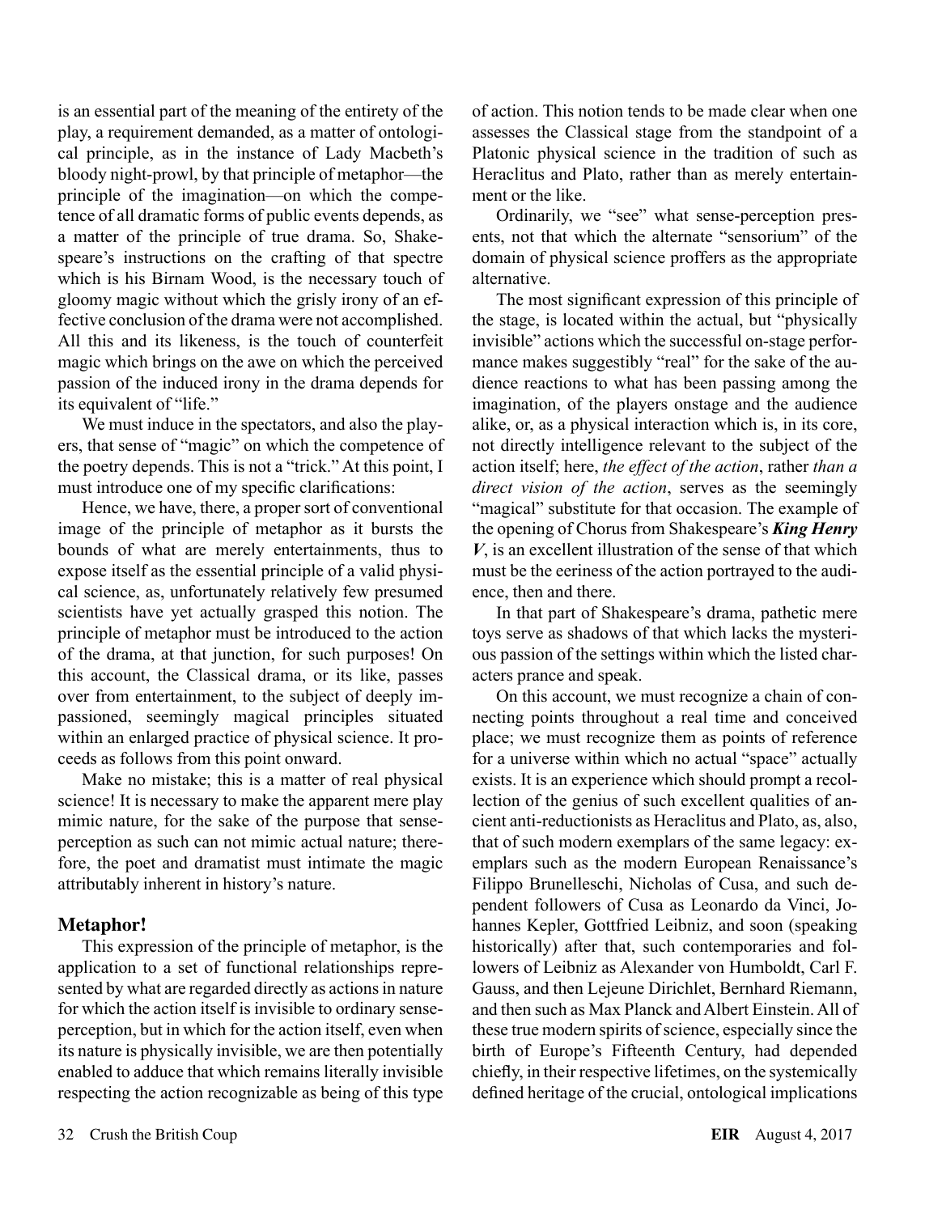is an essential part of the meaning of the entirety of the play, a requirement demanded, as a matter of ontological principle, as in the instance of Lady Macbeth's bloody night-prowl, by that principle of metaphor—the principle of the imagination—on which the competence of all dramatic forms of public events depends, as a matter of the principle of true drama. So, Shakespeare's instructions on the crafting of that spectre which is his Birnam Wood, is the necessary touch of gloomy magic without which the grisly irony of an effective conclusion of the drama were not accomplished. All this and its likeness, is the touch of counterfeit magic which brings on the awe on which the perceived passion of the induced irony in the drama depends for its equivalent of "life."

We must induce in the spectators, and also the players, that sense of "magic" on which the competence of the poetry depends. This is not a "trick." At this point, I must introduce one of my specific clarifications:

Hence, we have, there, a proper sort of conventional image of the principle of metaphor as it bursts the bounds of what are merely entertainments, thus to expose itself as the essential principle of a valid physical science, as, unfortunately relatively few presumed scientists have yet actually grasped this notion. The principle of metaphor must be introduced to the action of the drama, at that junction, for such purposes! On this account, the Classical drama, or its like, passes over from entertainment, to the subject of deeply impassioned, seemingly magical principles situated within an enlarged practice of physical science. It proceeds as follows from this point onward.

Make no mistake; this is a matter of real physical science! It is necessary to make the apparent mere play mimic nature, for the sake of the purpose that sense-perception as such can not mimic actual nature; therefore, the poet and dramatist must intimate the magic attributably inherent in history's nature.

## Metaphor!

This expression of the principle of metaphor, is the application to a set of functional relationships represented by what are regarded directly as actions in nature for which the action itself is invisible to ordinary sense-perception, but in which for the action itself, even when its nature is physically invisible, we are then potentially enabled to adduce that which remains literally invisible respecting the action recognizable as being of this type of action. This notion tends to be made clear when one assesses the Classical stage from the standpoint of a Platonic physical science in the tradition of such as Heraclitus and Plato, rather than as merely entertainment or the like.

Ordinarily, we "see" what sense-perception presents, not that which the alternate "sensorium" of the domain of physical science proffers as the appropriate alternative.

The most significant expression of this principle of the stage, is located within the actual, but "physically invisible" actions which the successful on-stage performance makes suggestibly "real" for the sake of the audience reactions to what has been passing among the imagination, of the players onstage and the audience alike, or, as a physical interaction which is, in its core, not directly intelligence relevant to the subject of the action itself; here, *the effect of the action*, rather *than a direct vision of the action*, serves as the seemingly "magical" substitute for that occasion. The example of the opening of Chorus from Shakespeare's ***King Henry V***, is an excellent illustration of the sense of that which must be the eeriness of the action portrayed to the audience, then and there.

In that part of Shakespeare's drama, pathetic mere toys serve as shadows of that which lacks the mysterious passion of the settings within which the listed characters prance and speak.

On this account, we must recognize a chain of connecting points throughout a real time and conceived place; we must recognize them as points of reference for a universe within which no actual "space" actually exists. It is an experience which should prompt a recollection of the genius of such excellent qualities of ancient anti-reductionists as Heraclitus and Plato, as, also, that of such modern exemplars of the same legacy: exemplars such as the modern European Renaissance's Filippo Brunelleschi, Nicholas of Cusa, and such dependent followers of Cusa as Leonardo da Vinci, Johannes Kepler, Gottfried Leibniz, and soon (speaking historically) after that, such contemporaries and followers of Leibniz as Alexander von Humboldt, Carl F. Gauss, and then Lejeune Dirichlet, Bernhard Riemann, and then such as Max Planck and Albert Einstein. All of these true modern spirits of science, especially since the birth of Europe's Fifteenth Century, had depended chiefly, in their respective lifetimes, on the systemically defined heritage of the crucial, ontological implications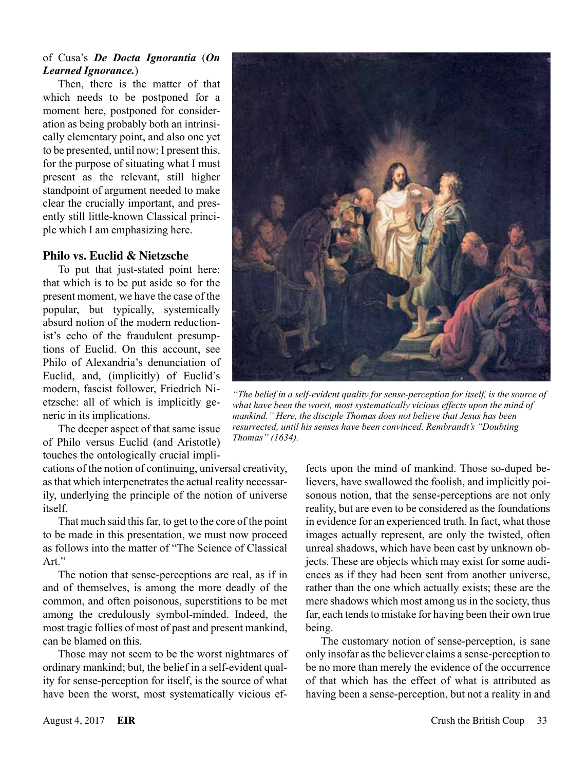of Cusa's ***De Docta Ignorantia*** (***On Learned Ignorance.***)

Then, there is the matter of that which needs to be postponed for a moment here, postponed for consideration as being probably both an intrinsically elementary point, and also one yet to be presented, until now; I present this, for the purpose of situating what I must present as the relevant, still higher standpoint of argument needed to make clear the crucially important, and presently still little-known Classical principle which I am emphasizing here.

### Philo vs. Euclid & Nietzsche

To put that just-stated point here: that which is to be put aside so for the present moment, we have the case of the popular, but typically, systemically absurd notion of the modern reductionist's echo of the fraudulent presumptions of Euclid. On this account, see Philo of Alexandria's denunciation of Euclid, and, (implicitly) of Euclid's modern, fascist follower, Friedrich Nietzsche: all of which is implicitly generic in its implications.

The deeper aspect of that same issue of Philo versus Euclid (and Aristotle) touches the ontologically crucial implications of the notion of continuing, universal creativity, as that which interpenetrates the actual reality necessarily, underlying the principle of the notion of universe itself.

That much said this far, to get to the core of the point to be made in this presentation, we must now proceed as follows into the matter of "The Science of Classical Art."

The notion that sense-perceptions are real, as if in and of themselves, is among the more deadly of the common, and often poisonous, superstitions to be met among the credulously symbol-minded. Indeed, the most tragic follies of most of past and present mankind, can be blamed on this.

Those may not seem to be the worst nightmares of ordinary mankind; but, the belief in a self-evident quality for sense-perception for itself, is the source of what have been the worst, most systematically vicious effects upon the mind of mankind. Those so-duped believers, have swallowed the foolish, and implicitly poisonous notion, that the sense-perceptions are not only reality, but are even to be considered as the foundations in evidence for an experienced truth. In fact, what those images actually represent, are only the twisted, often unreal shadows, which have been cast by unknown objects. These are objects which may exist for some audiences as if they had been sent from another universe, rather than the one which actually exists; these are the mere shadows which most among us in the society, thus far, each tends to mistake for having been their own true being.

The customary notion of sense-perception, is sane only insofar as the believer claims a sense-perception to be no more than merely the evidence of the occurrence of that which has the effect of what is attributed as having been a sense-perception, but not a reality in and

*"The belief in a self-evident quality for sense-perception for itself, is the source of what have been the worst, most systematically vicious effects upon the mind of mankind." Here, the disciple Thomas does not believe that Jesus has been resurrected, until his senses have been convinced. Rembrandt's "Doubting Thomas" (1634).*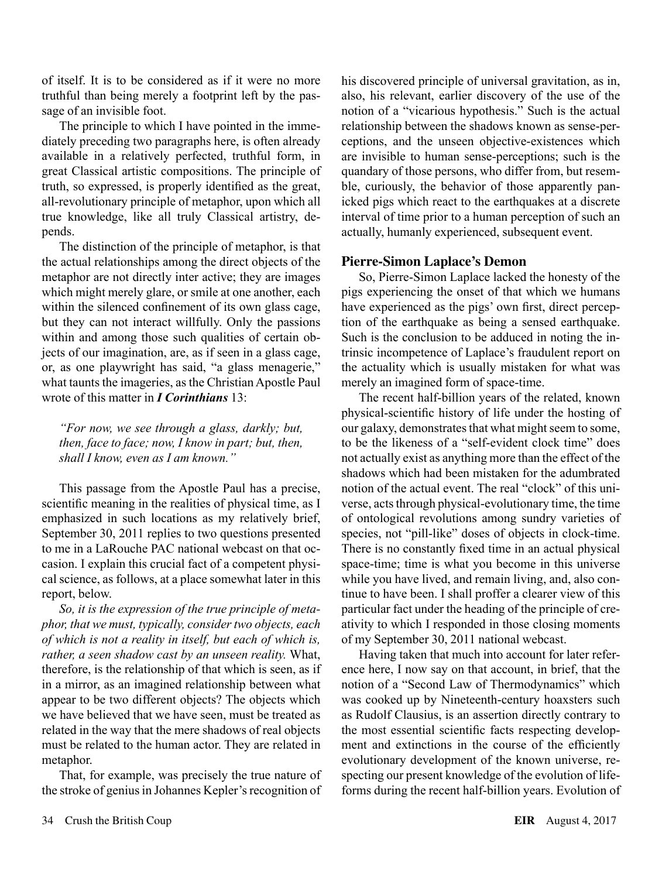of itself. It is to be considered as if it were no more truthful than being merely a footprint left by the passage of an invisible foot.

The principle to which I have pointed in the immediately preceding two paragraphs here, is often already available in a relatively perfected, truthful form, in great Classical artistic compositions. The principle of truth, so expressed, is properly identified as the great, all-revolutionary principle of metaphor, upon which all true knowledge, like all truly Classical artistry, depends.

The distinction of the principle of metaphor, is that the actual relationships among the direct objects of the metaphor are not directly inter active; they are images which might merely glare, or smile at one another, each within the silenced confinement of its own glass cage, but they can not interact willfully. Only the passions within and among those such qualities of certain objects of our imagination, are, as if seen in a glass cage, or, as one playwright has said, "a glass menagerie," what taunts the imageries, as the Christian Apostle Paul wrote of this matter in ***I Corinthians*** 13:

> *"For now, we see through a glass, darkly; but, then, face to face; now, I know in part; but, then, shall I know, even as I am known."*

This passage from the Apostle Paul has a precise, scientific meaning in the realities of physical time, as I emphasized in such locations as my relatively brief, September 30, 2011 replies to two questions presented to me in a LaRouche PAC national webcast on that occasion. I explain this crucial fact of a competent physical science, as follows, at a place somewhat later in this report, below.

*So, it is the expression of the true principle of metaphor, that we must, typically, consider two objects, each of which is not a reality in itself, but each of which is, rather, a seen shadow cast by an unseen reality.* What, therefore, is the relationship of that which is seen, as if in a mirror, as an imagined relationship between what appear to be two different objects? The objects which we have believed that we have seen, must be treated as related in the way that the mere shadows of real objects must be related to the human actor. They are related in metaphor.

That, for example, was precisely the true nature of the stroke of genius in Johannes Kepler's recognition of his discovered principle of universal gravitation, as in, also, his relevant, earlier discovery of the use of the notion of a "vicarious hypothesis." Such is the actual relationship between the shadows known as sense-perceptions, and the unseen objective-existences which are invisible to human sense-perceptions; such is the quandary of those persons, who differ from, but resemble, curiously, the behavior of those apparently panicked pigs which react to the earthquakes at a discrete interval of time prior to a human perception of such an actually, humanly experienced, subsequent event.

## Pierre-Simon Laplace's Demon

So, Pierre-Simon Laplace lacked the honesty of the pigs experiencing the onset of that which we humans have experienced as the pigs' own first, direct perception of the earthquake as being a sensed earthquake. Such is the conclusion to be adduced in noting the intrinsic incompetence of Laplace's fraudulent report on the actuality which is usually mistaken for what was merely an imagined form of space-time.

The recent half-billion years of the related, known physical-scientific history of life under the hosting of our galaxy, demonstrates that what might seem to some, to be the likeness of a "self-evident clock time" does not actually exist as anything more than the effect of the shadows which had been mistaken for the adumbrated notion of the actual event. The real "clock" of this universe, acts through physical-evolutionary time, the time of ontological revolutions among sundry varieties of species, not "pill-like" doses of objects in clock-time. There is no constantly fixed time in an actual physical space-time; time is what you become in this universe while you have lived, and remain living, and, also continue to have been. I shall proffer a clearer view of this particular fact under the heading of the principle of creativity to which I responded in those closing moments of my September 30, 2011 national webcast.

Having taken that much into account for later reference here, I now say on that account, in brief, that the notion of a "Second Law of Thermodynamics" which was cooked up by Nineteenth-century hoaxsters such as Rudolf Clausius, is an assertion directly contrary to the most essential scientific facts respecting development and extinctions in the course of the efficiently evolutionary development of the known universe, respecting our present knowledge of the evolution of life-forms during the recent half-billion years. Evolution of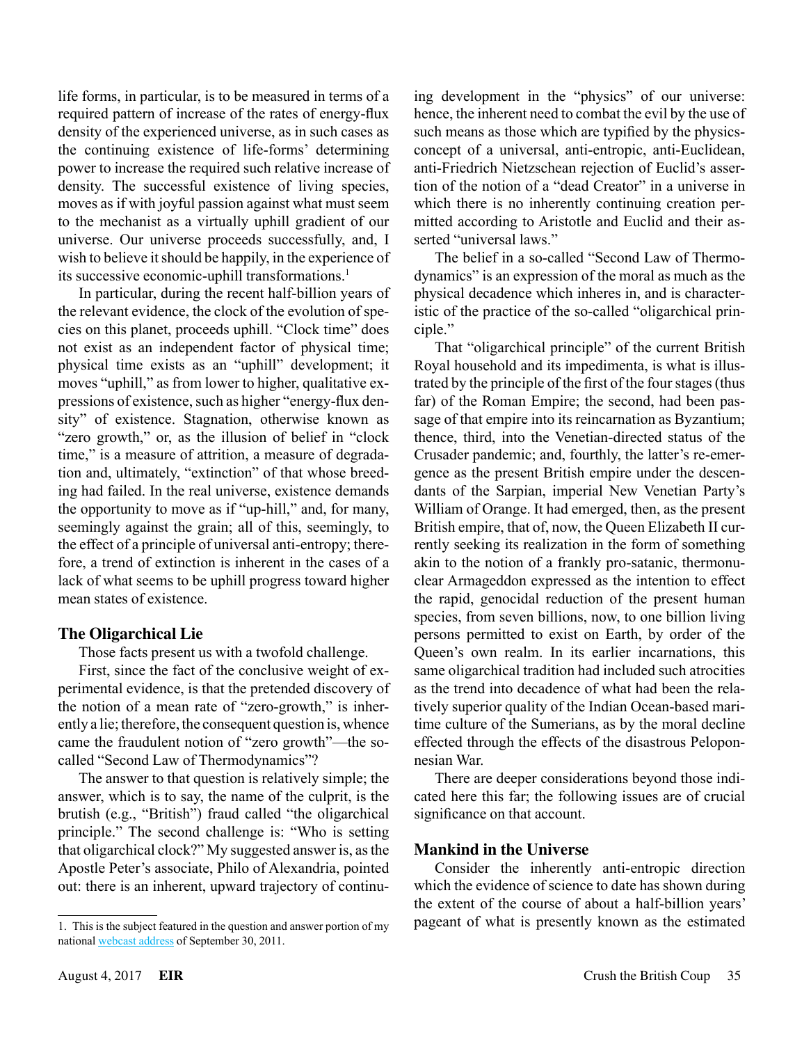life forms, in particular, is to be measured in terms of a required pattern of increase of the rates of energy-flux density of the experienced universe, as in such cases as the continuing existence of life-forms' determining power to increase the required such relative increase of density. The successful existence of living species, moves as if with joyful passion against what must seem to the mechanist as a virtually uphill gradient of our universe. Our universe proceeds successfully, and, I wish to believe it should be happily, in the experience of its successive economic-uphill transformations.[1]

In particular, during the recent half-billion years of the relevant evidence, the clock of the evolution of species on this planet, proceeds uphill. "Clock time" does not exist as an independent factor of physical time; physical time exists as an "uphill" development; it moves "uphill," as from lower to higher, qualitative expressions of existence, such as higher "energy-flux density" of existence. Stagnation, otherwise known as "zero growth," or, as the illusion of belief in "clock time," is a measure of attrition, a measure of degradation and, ultimately, "extinction" of that whose breeding had failed. In the real universe, existence demands the opportunity to move as if "up-hill," and, for many, seemingly against the grain; all of this, seemingly, to the effect of a principle of universal anti-entropy; therefore, a trend of extinction is inherent in the cases of a lack of what seems to be uphill progress toward higher mean states of existence.

## The Oligarchical Lie

Those facts present us with a twofold challenge.

First, since the fact of the conclusive weight of experimental evidence, is that the pretended discovery of the notion of a mean rate of "zero-growth," is inherently a lie; therefore, the consequent question is, whence came the fraudulent notion of "zero growth"—the so-called "Second Law of Thermodynamics"?

The answer to that question is relatively simple; the answer, which is to say, the name of the culprit, is the brutish (e.g., "British") fraud called "the oligarchical principle." The second challenge is: "Who is setting that oligarchical clock?" My suggested answer is, as the Apostle Peter's associate, Philo of Alexandria, pointed out: there is an inherent, upward trajectory of continuing development in the "physics" of our universe: hence, the inherent need to combat the evil by the use of such means as those which are typified by the physics-concept of a universal, anti-entropic, anti-Euclidean, anti-Friedrich Nietzschean rejection of Euclid's assertion of the notion of a "dead Creator" in a universe in which there is no inherently continuing creation permitted according to Aristotle and Euclid and their asserted "universal laws."

The belief in a so-called "Second Law of Thermodynamics" is an expression of the moral as much as the physical decadence which inheres in, and is characteristic of the practice of the so-called "oligarchical principle."

That "oligarchical principle" of the current British Royal household and its impedimenta, is what is illustrated by the principle of the first of the four stages (thus far) of the Roman Empire; the second, had been passage of that empire into its reincarnation as Byzantium; thence, third, into the Venetian-directed status of the Crusader pandemic; and, fourthly, the latter's re-emergence as the present British empire under the descendants of the Sarpian, imperial New Venetian Party's William of Orange. It had emerged, then, as the present British empire, that of, now, the Queen Elizabeth II currently seeking its realization in the form of something akin to the notion of a frankly pro-satanic, thermonuclear Armageddon expressed as the intention to effect the rapid, genocidal reduction of the present human species, from seven billions, now, to one billion living persons permitted to exist on Earth, by order of the Queen's own realm. In its earlier incarnations, this same oligarchical tradition had included such atrocities as the trend into decadence of what had been the relatively superior quality of the Indian Ocean-based maritime culture of the Sumerians, as by the moral decline effected through the effects of the disastrous Peloponnesian War.

There are deeper considerations beyond those indicated here this far; the following issues are of crucial significance on that account.

## Mankind in the Universe

Consider the inherently anti-entropic direction which the evidence of science to date has shown during the extent of the course of about a half-billion years' pageant of what is presently known as the estimated

---

1. This is the subject featured in the question and answer portion of my national webcast address of September 30, 2011.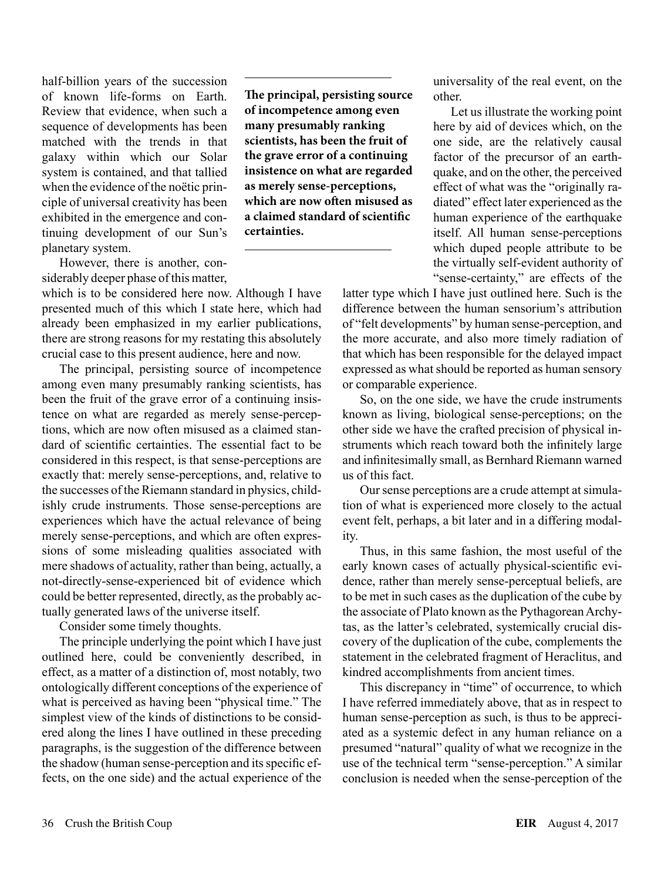half-billion years of the succession of known life-forms on Earth. Review that evidence, when such a sequence of developments has been matched with the trends in that galaxy within which our Solar system is contained, and that tallied when the evidence of the noëtic principle of universal creativity has been exhibited in the emergence and continuing development of our Sun's planetary system.

However, there is another, considerably deeper phase of this matter, which is to be considered here now. Although I have presented much of this which I state here, which had already been emphasized in my earlier publications, there are strong reasons for my restating this absolutely crucial case to this present audience, here and now.

**The principal, persisting source of incompetence among even many presumably ranking scientists, has been the fruit of the grave error of a continuing insistence on what are regarded as merely sense-perceptions, which are now often misused as a claimed standard of scientific certainties.**

The principal, persisting source of incompetence among even many presumably ranking scientists, has been the fruit of the grave error of a continuing insistence on what are regarded as merely sense-perceptions, which are now often misused as a claimed standard of scientific certainties. The essential fact to be considered in this respect, is that sense-perceptions are exactly that: merely sense-perceptions, and, relative to the successes of the Riemann standard in physics, childishly crude instruments. Those sense-perceptions are experiences which have the actual relevance of being merely sense-perceptions, and which are often expressions of some misleading qualities associated with mere shadows of actuality, rather than being, actually, a not-directly-sense-experienced bit of evidence which could be better represented, directly, as the probably actually generated laws of the universe itself.

Consider some timely thoughts.

The principle underlying the point which I have just outlined here, could be conveniently described, in effect, as a matter of a distinction of, most notably, two ontologically different conceptions of the experience of what is perceived as having been "physical time." The simplest view of the kinds of distinctions to be considered along the lines I have outlined in these preceding paragraphs, is the suggestion of the difference between the shadow (human sense-perception and its specific effects, on the one side) and the actual experience of the universality of the real event, on the other.

Let us illustrate the working point here by aid of devices which, on the one side, are the relatively causal factor of the precursor of an earthquake, and on the other, the perceived effect of what was the "originally radiated" effect later experienced as the human experience of the earthquake itself. All human sense-perceptions which duped people attribute to be the virtually self-evident authority of "sense-certainty," are effects of the latter type which I have just outlined here. Such is the difference between the human sensorium's attribution of "felt developments" by human sense-perception, and the more accurate, and also more timely radiation of that which has been responsible for the delayed impact expressed as what should be reported as human sensory or comparable experience.

So, on the one side, we have the crude instruments known as living, biological sense-perceptions; on the other side we have the crafted precision of physical instruments which reach toward both the infinitely large and infinitesimally small, as Bernhard Riemann warned us of this fact.

Our sense perceptions are a crude attempt at simulation of what is experienced more closely to the actual event felt, perhaps, a bit later and in a differing modality.

Thus, in this same fashion, the most useful of the early known cases of actually physical-scientific evidence, rather than merely sense-perceptual beliefs, are to be met in such cases as the duplication of the cube by the associate of Plato known as the Pythagorean Archytas, as the latter's celebrated, systemically crucial discovery of the duplication of the cube, complements the statement in the celebrated fragment of Heraclitus, and kindred accomplishments from ancient times.

This discrepancy in "time" of occurrence, to which I have referred immediately above, that as in respect to human sense-perception as such, is thus to be appreciated as a systemic defect in any human reliance on a presumed "natural" quality of what we recognize in the use of the technical term "sense-perception." A similar conclusion is needed when the sense-perception of the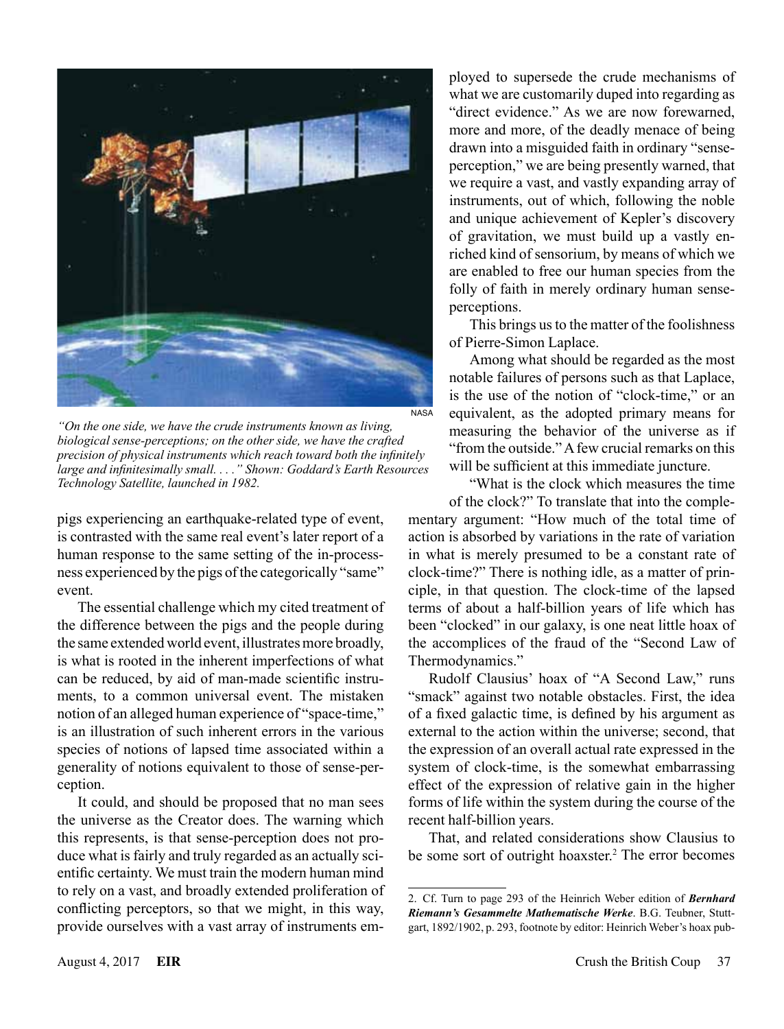"On the one side, we have the crude instruments known as living, biological sense-perceptions; on the other side, we have the crafted precision of physical instruments which reach toward both the infinitely large and infinitesimally small. . . ." Shown: Goddard's Earth Resources Technology Satellite, launched in 1982.

pigs experiencing an earthquake-related type of event, is contrasted with the same real event's later report of a human response to the same setting of the in-processness experienced by the pigs of the categorically "same" event.

The essential challenge which my cited treatment of the difference between the pigs and the people during the same extended world event, illustrates more broadly, is what is rooted in the inherent imperfections of what can be reduced, by aid of man-made scientific instruments, to a common universal event. The mistaken notion of an alleged human experience of "space-time," is an illustration of such inherent errors in the various species of notions of lapsed time associated within a generality of notions equivalent to those of sense-perception.

It could, and should be proposed that no man sees the universe as the Creator does. The warning which this represents, is that sense-perception does not produce what is fairly and truly regarded as an actually scientific certainty. We must train the modern human mind to rely on a vast, and broadly extended proliferation of conflicting perceptors, so that we might, in this way, provide ourselves with a vast array of instruments employed to supersede the crude mechanisms of what we are customarily duped into regarding as "direct evidence." As we are now forewarned, more and more, of the deadly menace of being drawn into a misguided faith in ordinary "sense-perception," we are being presently warned, that we require a vast, and vastly expanding array of instruments, out of which, following the noble and unique achievement of Kepler's discovery of gravitation, we must build up a vastly enriched kind of sensorium, by means of which we are enabled to free our human species from the folly of faith in merely ordinary human sense-perceptions.

This brings us to the matter of the foolishness of Pierre-Simon Laplace.

Among what should be regarded as the most notable failures of persons such as that Laplace, is the use of the notion of "clock-time," or an equivalent, as the adopted primary means for measuring the behavior of the universe as if "from the outside." A few crucial remarks on this will be sufficient at this immediate juncture.

"What is the clock which measures the time of the clock?" To translate that into the complementary argument: "How much of the total time of action is absorbed by variations in the rate of variation in what is merely presumed to be a constant rate of clock-time?" There is nothing idle, as a matter of principle, in that question. The clock-time of the lapsed terms of about a half-billion years of life which has been "clocked" in our galaxy, is one neat little hoax of the accomplices of the fraud of the "Second Law of Thermodynamics."

Rudolf Clausius' hoax of "A Second Law," runs "smack" against two notable obstacles. First, the idea of a fixed galactic time, is defined by his argument as external to the action within the universe; second, that the expression of an overall actual rate expressed in the system of clock-time, is the somewhat embarrassing effect of the expression of relative gain in the higher forms of life within the system during the course of the recent half-billion years.

That, and related considerations show Clausius to be some sort of outright hoaxster.[2] The error becomes

---

2. Cf. Turn to page 293 of the Heinrich Weber edition of ***Bernhard Riemann's Gesammelte Mathematische Werke***. B.G. Teubner, Stuttgart, 1892/1902, p. 293, footnote by editor: Heinrich Weber's hoax pub-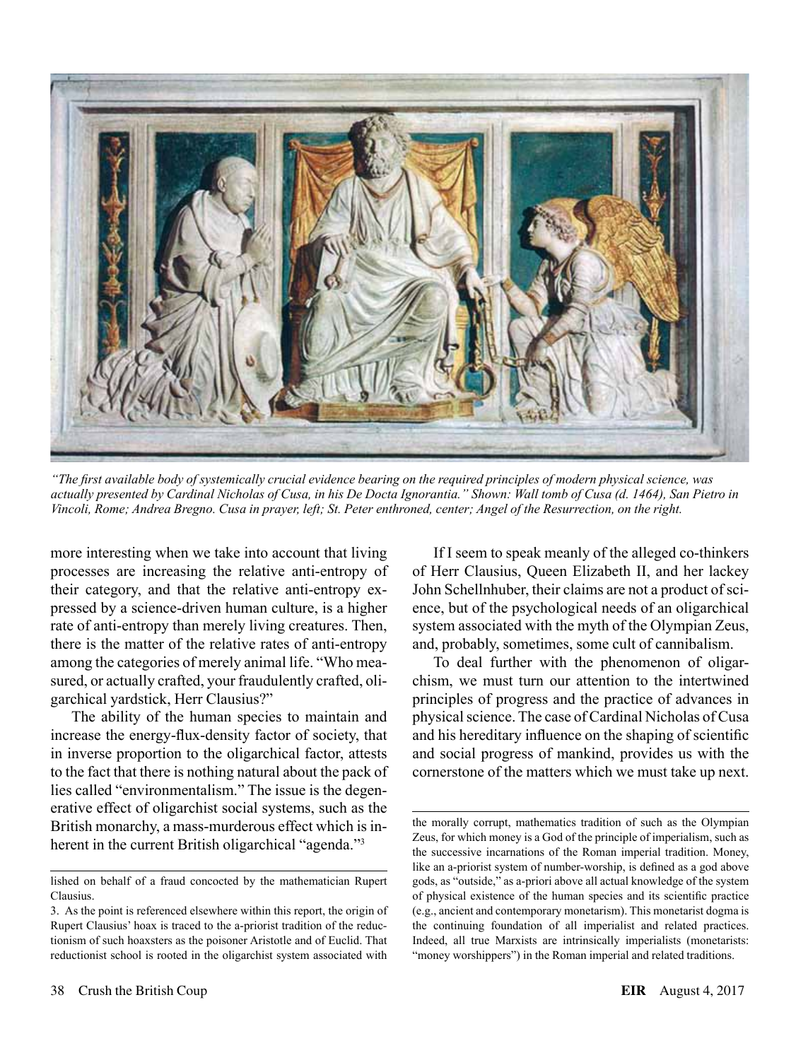*"The first available body of systemically crucial evidence bearing on the required principles of modern physical science, was actually presented by Cardinal Nicholas of Cusa, in his De Docta Ignorantia." Shown: Wall tomb of Cusa (d. 1464), San Pietro in Vincoli, Rome; Andrea Bregno. Cusa in prayer, left; St. Peter enthroned, center; Angel of the Resurrection, on the right.*

more interesting when we take into account that living processes are increasing the relative anti-entropy of their category, and that the relative anti-entropy expressed by a science-driven human culture, is a higher rate of anti-entropy than merely living creatures. Then, there is the matter of the relative rates of anti-entropy among the categories of merely animal life. "Who measured, or actually crafted, your fraudulently crafted, oligarchical yardstick, Herr Clausius?"

The ability of the human species to maintain and increase the energy-flux-density factor of society, that in inverse proportion to the oligarchical factor, attests to the fact that there is nothing natural about the pack of lies called "environmentalism." The issue is the degenerative effect of oligarchist social systems, such as the British monarchy, a mass-murderous effect which is inherent in the current British oligarchical "agenda."[3]

If I seem to speak meanly of the alleged co-thinkers of Herr Clausius, Queen Elizabeth II, and her lackey John Schellnhuber, their claims are not a product of science, but of the psychological needs of an oligarchical system associated with the myth of the Olympian Zeus, and, probably, sometimes, some cult of cannibalism.

To deal further with the phenomenon of oligarchism, we must turn our attention to the intertwined principles of progress and the practice of advances in physical science. The case of Cardinal Nicholas of Cusa and his hereditary influence on the shaping of scientific and social progress of mankind, provides us with the cornerstone of the matters which we must take up next.

---

lished on behalf of a fraud concocted by the mathematician Rupert Clausius.

3. As the point is referenced elsewhere within this report, the origin of Rupert Clausius' hoax is traced to the a-priorist tradition of the reductionism of such hoaxsters as the poisoner Aristotle and of Euclid. That reductionist school is rooted in the oligarchist system associated with the morally corrupt, mathematics tradition of such as the Olympian Zeus, for which money is a God of the principle of imperialism, such as the successive incarnations of the Roman imperial tradition. Money, like an a-priorist system of number-worship, is defined as a god above gods, as "outside," as a-priori above all actual knowledge of the system of physical existence of the human species and its scientific practice (e.g., ancient and contemporary monetarism). This monetarist dogma is the continuing foundation of all imperialist and related practices. Indeed, all true Marxists are intrinsically imperialists (monetarists: "money worshippers") in the Roman imperial and related traditions.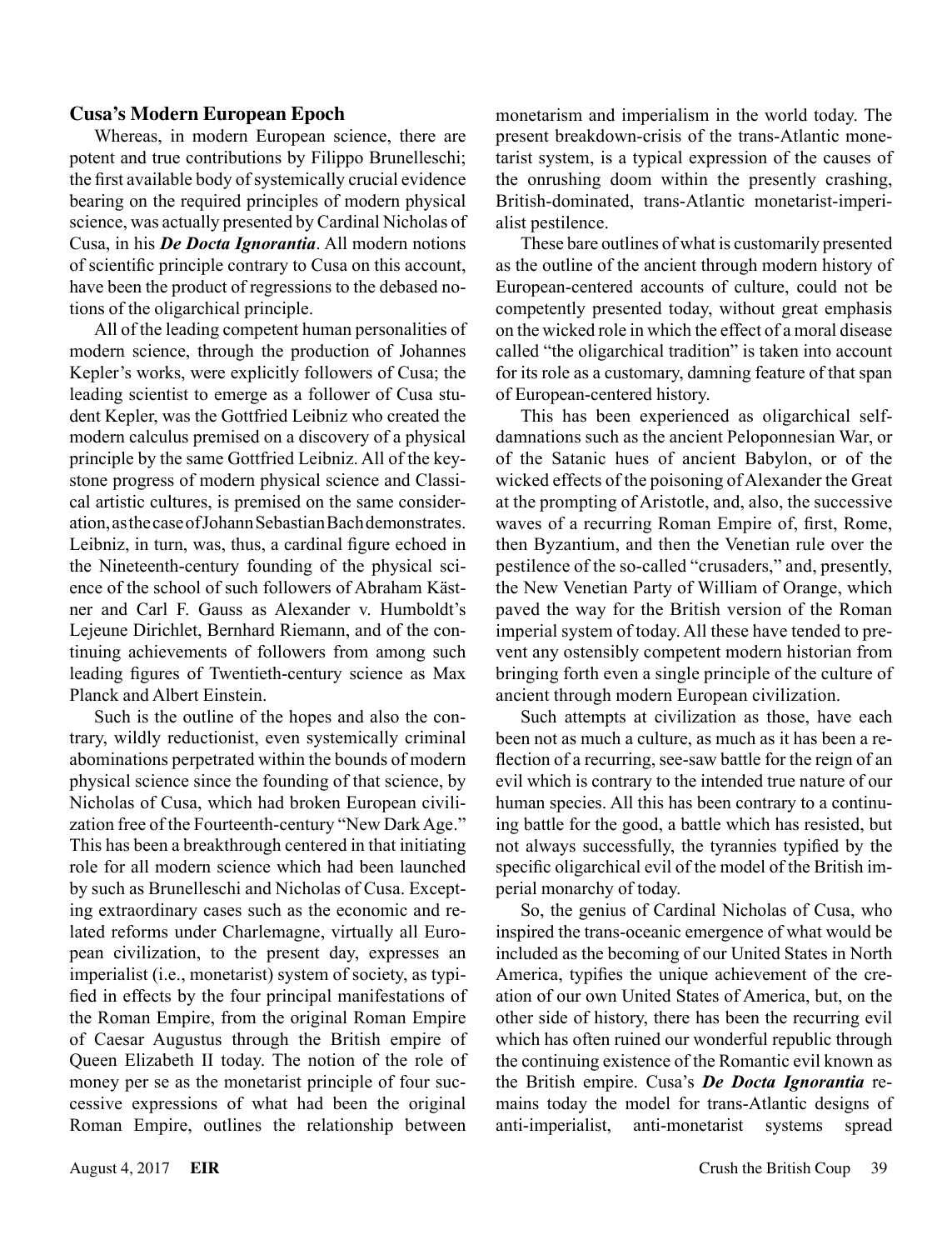### Cusa's Modern European Epoch

Whereas, in modern European science, there are potent and true contributions by Filippo Brunelleschi; the first available body of systemically crucial evidence bearing on the required principles of modern physical science, was actually presented by Cardinal Nicholas of Cusa, in his ***De Docta Ignorantia***. All modern notions of scientific principle contrary to Cusa on this account, have been the product of regressions to the debased notions of the oligarchical principle.

All of the leading competent human personalities of modern science, through the production of Johannes Kepler's works, were explicitly followers of Cusa; the leading scientist to emerge as a follower of Cusa student Kepler, was the Gottfried Leibniz who created the modern calculus premised on a discovery of a physical principle by the same Gottfried Leibniz. All of the keystone progress of modern physical science and Classical artistic cultures, is premised on the same consideration, as the case of Johann Sebastian Bach demonstrates. Leibniz, in turn, was, thus, a cardinal figure echoed in the Nineteenth-century founding of the physical science of the school of such followers of Abraham Kästner and Carl F. Gauss as Alexander v. Humboldt's Lejeune Dirichlet, Bernhard Riemann, and of the continuing achievements of followers from among such leading figures of Twentieth-century science as Max Planck and Albert Einstein.

Such is the outline of the hopes and also the contrary, wildly reductionist, even systemically criminal abominations perpetrated within the bounds of modern physical science since the founding of that science, by Nicholas of Cusa, which had broken European civilization free of the Fourteenth-century "New Dark Age." This has been a breakthrough centered in that initiating role for all modern science which had been launched by such as Brunelleschi and Nicholas of Cusa. Excepting extraordinary cases such as the economic and related reforms under Charlemagne, virtually all European civilization, to the present day, expresses an imperialist (i.e., monetarist) system of society, as typified in effects by the four principal manifestations of the Roman Empire, from the original Roman Empire of Caesar Augustus through the British empire of Queen Elizabeth II today. The notion of the role of money per se as the monetarist principle of four successive expressions of what had been the original Roman Empire, outlines the relationship between monetarism and imperialism in the world today. The present breakdown-crisis of the trans-Atlantic monetarist system, is a typical expression of the causes of the onrushing doom within the presently crashing, British-dominated, trans-Atlantic monetarist-imperialist pestilence.

These bare outlines of what is customarily presented as the outline of the ancient through modern history of European-centered accounts of culture, could not be competently presented today, without great emphasis on the wicked role in which the effect of a moral disease called "the oligarchical tradition" is taken into account for its role as a customary, damning feature of that span of European-centered history.

This has been experienced as oligarchical self-damnations such as the ancient Peloponnesian War, or of the Satanic hues of ancient Babylon, or of the wicked effects of the poisoning of Alexander the Great at the prompting of Aristotle, and, also, the successive waves of a recurring Roman Empire of, first, Rome, then Byzantium, and then the Venetian rule over the pestilence of the so-called "crusaders," and, presently, the New Venetian Party of William of Orange, which paved the way for the British version of the Roman imperial system of today. All these have tended to prevent any ostensibly competent modern historian from bringing forth even a single principle of the culture of ancient through modern European civilization.

Such attempts at civilization as those, have each been not as much a culture, as much as it has been a reflection of a recurring, see-saw battle for the reign of an evil which is contrary to the intended true nature of our human species. All this has been contrary to a continuing battle for the good, a battle which has resisted, but not always successfully, the tyrannies typified by the specific oligarchical evil of the model of the British imperial monarchy of today.

So, the genius of Cardinal Nicholas of Cusa, who inspired the trans-oceanic emergence of what would be included as the becoming of our United States in North America, typifies the unique achievement of the creation of our own United States of America, but, on the other side of history, there has been the recurring evil which has often ruined our wonderful republic through the continuing existence of the Romantic evil known as the British empire. Cusa's ***De Docta Ignorantia*** remains today the model for trans-Atlantic designs of anti-imperialist, anti-monetarist systems spread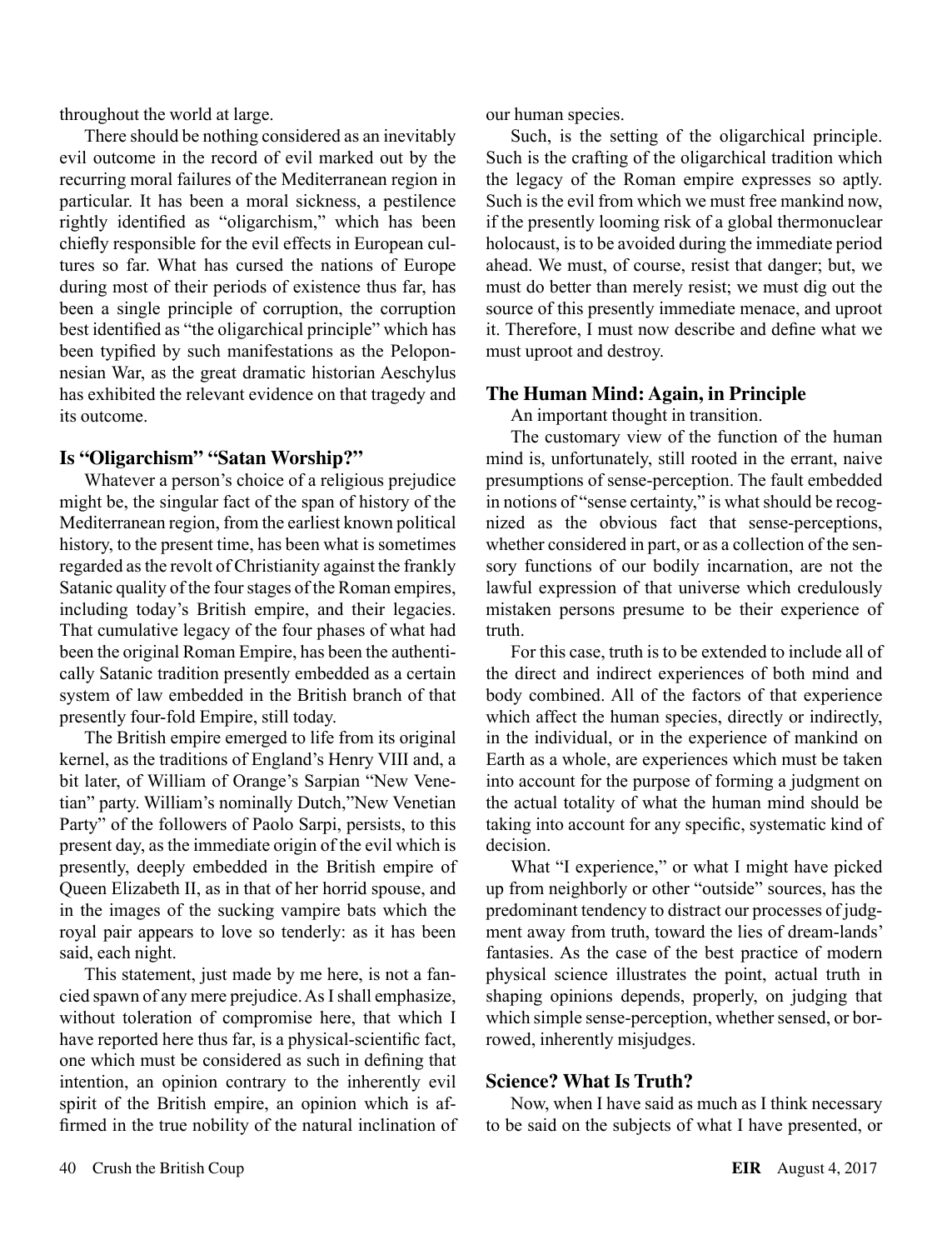throughout the world at large.

There should be nothing considered as an inevitably evil outcome in the record of evil marked out by the recurring moral failures of the Mediterranean region in particular. It has been a moral sickness, a pestilence rightly identified as "oligarchism," which has been chiefly responsible for the evil effects in European cultures so far. What has cursed the nations of Europe during most of their periods of existence thus far, has been a single principle of corruption, the corruption best identified as "the oligarchical principle" which has been typified by such manifestations as the Peloponnesian War, as the great dramatic historian Aeschylus has exhibited the relevant evidence on that tragedy and its outcome.

## Is "Oligarchism" "Satan Worship?"

Whatever a person's choice of a religious prejudice might be, the singular fact of the span of history of the Mediterranean region, from the earliest known political history, to the present time, has been what is sometimes regarded as the revolt of Christianity against the frankly Satanic quality of the four stages of the Roman empires, including today's British empire, and their legacies. That cumulative legacy of the four phases of what had been the original Roman Empire, has been the authentically Satanic tradition presently embedded as a certain system of law embedded in the British branch of that presently four-fold Empire, still today.

The British empire emerged to life from its original kernel, as the traditions of England's Henry VIII and, a bit later, of William of Orange's Sarpian "New Venetian" party. William's nominally Dutch,"New Venetian Party" of the followers of Paolo Sarpi, persists, to this present day, as the immediate origin of the evil which is presently, deeply embedded in the British empire of Queen Elizabeth II, as in that of her horrid spouse, and in the images of the sucking vampire bats which the royal pair appears to love so tenderly: as it has been said, each night.

This statement, just made by me here, is not a fancied spawn of any mere prejudice. As I shall emphasize, without toleration of compromise here, that which I have reported here thus far, is a physical-scientific fact, one which must be considered as such in defining that intention, an opinion contrary to the inherently evil spirit of the British empire, an opinion which is affirmed in the true nobility of the natural inclination of our human species.

Such, is the setting of the oligarchical principle. Such is the crafting of the oligarchical tradition which the legacy of the Roman empire expresses so aptly. Such is the evil from which we must free mankind now, if the presently looming risk of a global thermonuclear holocaust, is to be avoided during the immediate period ahead. We must, of course, resist that danger; but, we must do better than merely resist; we must dig out the source of this presently immediate menace, and uproot it. Therefore, I must now describe and define what we must uproot and destroy.

## The Human Mind: Again, in Principle

An important thought in transition.

The customary view of the function of the human mind is, unfortunately, still rooted in the errant, naive presumptions of sense-perception. The fault embedded in notions of "sense certainty," is what should be recognized as the obvious fact that sense-perceptions, whether considered in part, or as a collection of the sensory functions of our bodily incarnation, are not the lawful expression of that universe which credulously mistaken persons presume to be their experience of truth.

For this case, truth is to be extended to include all of the direct and indirect experiences of both mind and body combined. All of the factors of that experience which affect the human species, directly or indirectly, in the individual, or in the experience of mankind on Earth as a whole, are experiences which must be taken into account for the purpose of forming a judgment on the actual totality of what the human mind should be taking into account for any specific, systematic kind of decision.

What "I experience," or what I might have picked up from neighborly or other "outside" sources, has the predominant tendency to distract our processes of judgment away from truth, toward the lies of dream-lands' fantasies. As the case of the best practice of modern physical science illustrates the point, actual truth in shaping opinions depends, properly, on judging that which simple sense-perception, whether sensed, or borrowed, inherently misjudges.

## Science? What Is Truth?

Now, when I have said as much as I think necessary to be said on the subjects of what I have presented, or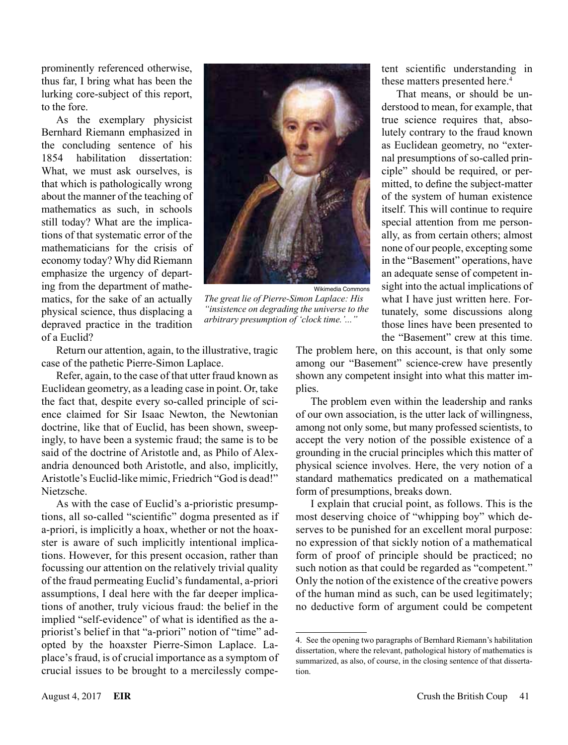prominently referenced otherwise, thus far, I bring what has been the lurking core-subject of this report, to the fore.

As the exemplary physicist Bernhard Riemann emphasized in the concluding sentence of his 1854 habilitation dissertation: What, we must ask ourselves, is that which is pathologically wrong about the manner of the teaching of mathematics as such, in schools still today? What are the implications of that systematic error of the mathematicians for the crisis of economy today? Why did Riemann emphasize the urgency of departing from the department of mathematics, for the sake of an actually physical science, thus displacing a depraved practice in the tradition of a Euclid?

Wikimedia Commons

*The great lie of Pierre-Simon Laplace: His "insistence on degrading the universe to the arbitrary presumption of 'clock time.'..."*

Return our attention, again, to the illustrative, tragic case of the pathetic Pierre-Simon Laplace.

Refer, again, to the case of that utter fraud known as Euclidean geometry, as a leading case in point. Or, take the fact that, despite every so-called principle of science claimed for Sir Isaac Newton, the Newtonian doctrine, like that of Euclid, has been shown, sweepingly, to have been a systemic fraud; the same is to be said of the doctrine of Aristotle and, as Philo of Alexandria denounced both Aristotle, and also, implicitly, Aristotle's Euclid-like mimic, Friedrich "God is dead!" Nietzsche.

As with the case of Euclid's a-prioristic presumptions, all so-called "scientific" dogma presented as if a-priori, is implicitly a hoax, whether or not the hoaxster is aware of such implicitly intentional implications. However, for this present occasion, rather than focussing our attention on the relatively trivial quality of the fraud permeating Euclid's fundamental, a-priori assumptions, I deal here with the far deeper implications of another, truly vicious fraud: the belief in the implied "self-evidence" of what is identified as the a-priorist's belief in that "a-priori" notion of "time" adopted by the hoaxster Pierre-Simon Laplace. Laplace's fraud, is of crucial importance as a symptom of crucial issues to be brought to a mercilessly competent scientific understanding in these matters presented here.[4]

That means, or should be understood to mean, for example, that true science requires that, absolutely contrary to the fraud known as Euclidean geometry, no "external presumptions of so-called principle" should be required, or permitted, to define the subject-matter of the system of human existence itself. This will continue to require special attention from me personally, as from certain others; almost none of our people, excepting some in the "Basement" operations, have an adequate sense of competent insight into the actual implications of what I have just written here. Fortunately, some discussions along those lines have been presented to the "Basement" crew at this time. The problem here, on this account, is that only some among our "Basement" science-crew have presently shown any competent insight into what this matter implies.

The problem even within the leadership and ranks of our own association, is the utter lack of willingness, among not only some, but many professed scientists, to accept the very notion of the possible existence of a grounding in the crucial principles which this matter of physical science involves. Here, the very notion of a standard mathematics predicated on a mathematical form of presumptions, breaks down.

I explain that crucial point, as follows. This is the most deserving choice of "whipping boy" which deserves to be punished for an excellent moral purpose: no expression of that sickly notion of a mathematical form of proof of principle should be practiced; no such notion as that could be regarded as "competent." Only the notion of the existence of the creative powers of the human mind as such, can be used legitimately; no deductive form of argument could be competent

---

4. See the opening two paragraphs of Bernhard Riemann's habilitation dissertation, where the relevant, pathological history of mathematics is summarized, as also, of course, in the closing sentence of that dissertation.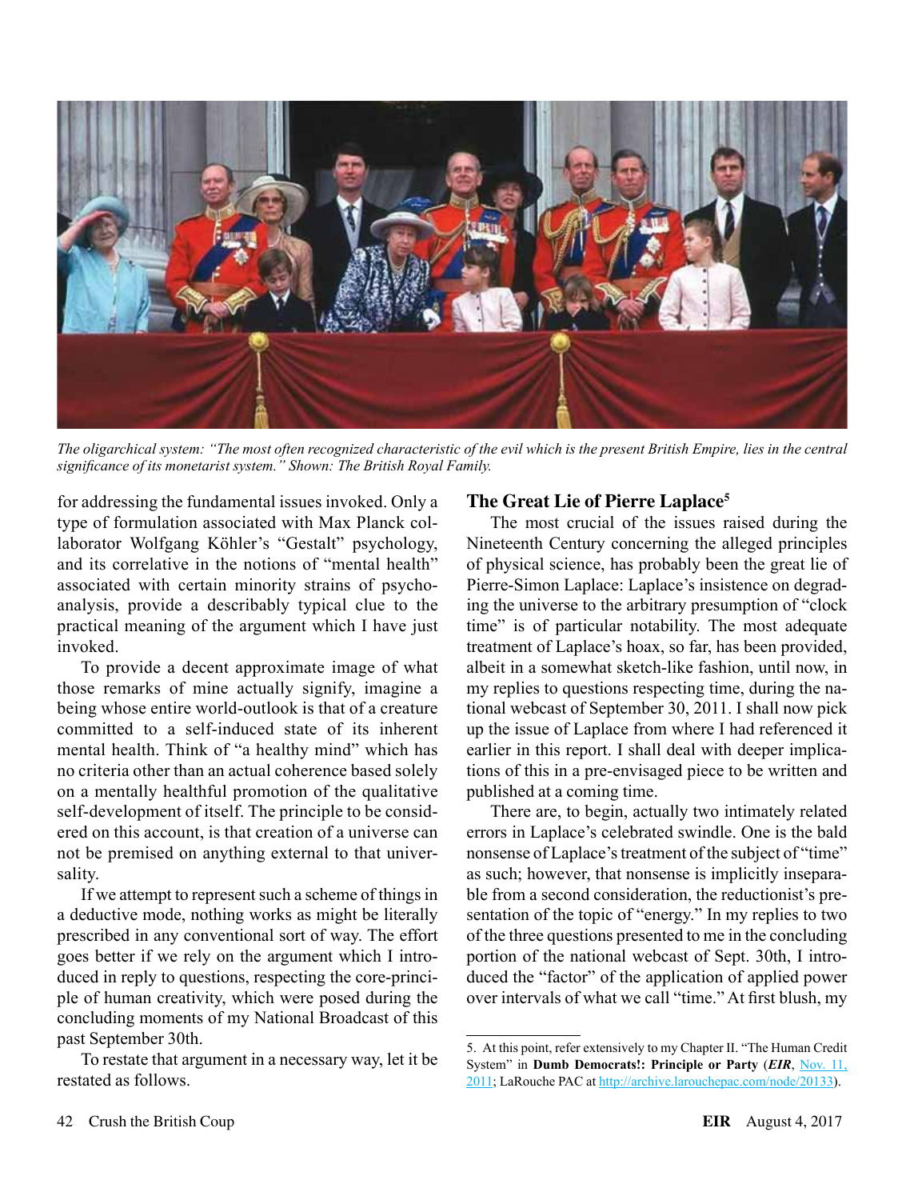*The oligarchical system: "The most often recognized characteristic of the evil which is the present British Empire, lies in the central significance of its monetarist system." Shown: The British Royal Family.*

for addressing the fundamental issues invoked. Only a type of formulation associated with Max Planck collaborator Wolfgang Köhler's "Gestalt" psychology, and its correlative in the notions of "mental health" associated with certain minority strains of psychoanalysis, provide a describably typical clue to the practical meaning of the argument which I have just invoked.

To provide a decent approximate image of what those remarks of mine actually signify, imagine a being whose entire world-outlook is that of a creature committed to a self-induced state of its inherent mental health. Think of "a healthy mind" which has no criteria other than an actual coherence based solely on a mentally healthful promotion of the qualitative self-development of itself. The principle to be considered on this account, is that creation of a universe can not be premised on anything external to that universality.

If we attempt to represent such a scheme of things in a deductive mode, nothing works as might be literally prescribed in any conventional sort of way. The effort goes better if we rely on the argument which I introduced in reply to questions, respecting the core-principle of human creativity, which were posed during the concluding moments of my National Broadcast of this past September 30th.

To restate that argument in a necessary way, let it be restated as follows.

## The Great Lie of Pierre Laplace[5]

The most crucial of the issues raised during the Nineteenth Century concerning the alleged principles of physical science, has probably been the great lie of Pierre-Simon Laplace: Laplace's insistence on degrading the universe to the arbitrary presumption of "clock time" is of particular notability. The most adequate treatment of Laplace's hoax, so far, has been provided, albeit in a somewhat sketch-like fashion, until now, in my replies to questions respecting time, during the national webcast of September 30, 2011. I shall now pick up the issue of Laplace from where I had referenced it earlier in this report. I shall deal with deeper implications of this in a pre-envisaged piece to be written and published at a coming time.

There are, to begin, actually two intimately related errors in Laplace's celebrated swindle. One is the bald nonsense of Laplace's treatment of the subject of "time" as such; however, that nonsense is implicitly inseparable from a second consideration, the reductionist's presentation of the topic of "energy." In my replies to two of the three questions presented to me in the concluding portion of the national webcast of Sept. 30th, I introduced the "factor" of the application of applied power over intervals of what we call "time." At first blush, my

5. At this point, refer extensively to my Chapter II. "The Human Credit System" in **Dumb Democrats!: Principle or Party** (***EIR***, Nov. 11, 2011; LaRouche PAC at http://archive.larouchepac.com/node/20133).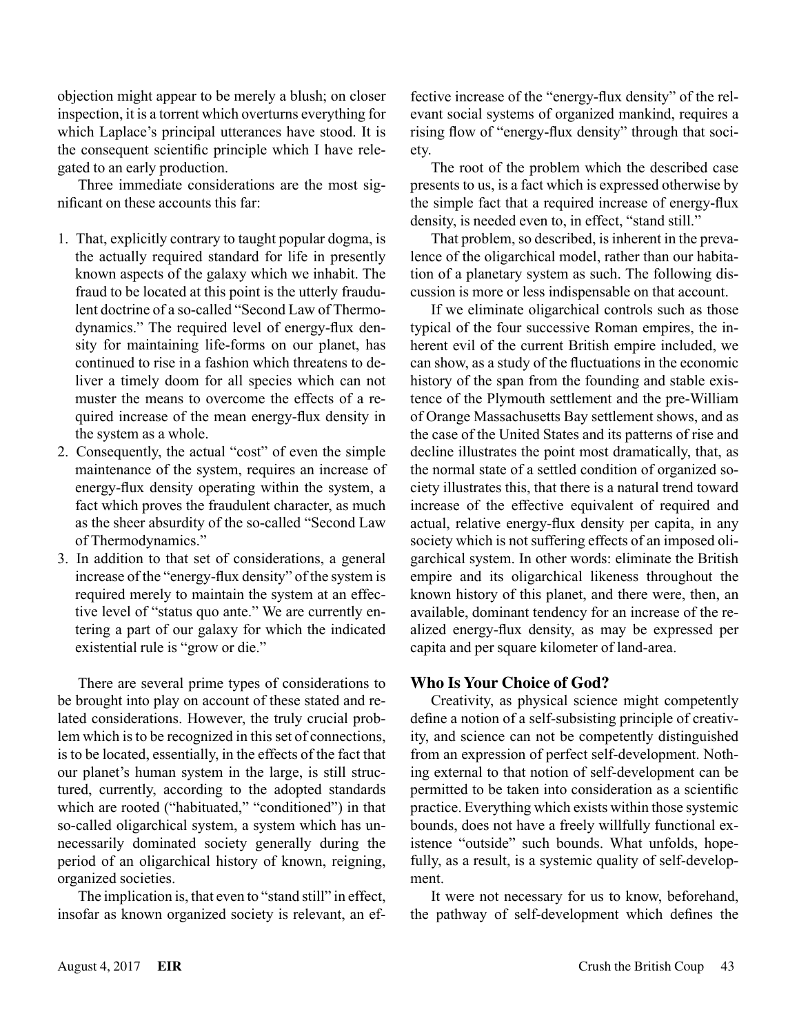objection might appear to be merely a blush; on closer inspection, it is a torrent which overturns everything for which Laplace's principal utterances have stood. It is the consequent scientific principle which I have relegated to an early production.

Three immediate considerations are the most significant on these accounts this far:

1. That, explicitly contrary to taught popular dogma, is the actually required standard for life in presently known aspects of the galaxy which we inhabit. The fraud to be located at this point is the utterly fraudulent doctrine of a so-called "Second Law of Thermodynamics." The required level of energy-flux density for maintaining life-forms on our planet, has continued to rise in a fashion which threatens to deliver a timely doom for all species which can not muster the means to overcome the effects of a required increase of the mean energy-flux density in the system as a whole.
2. Consequently, the actual "cost" of even the simple maintenance of the system, requires an increase of energy-flux density operating within the system, a fact which proves the fraudulent character, as much as the sheer absurdity of the so-called "Second Law of Thermodynamics."
3. In addition to that set of considerations, a general increase of the "energy-flux density" of the system is required merely to maintain the system at an effective level of "status quo ante." We are currently entering a part of our galaxy for which the indicated existential rule is "grow or die."

There are several prime types of considerations to be brought into play on account of these stated and related considerations. However, the truly crucial problem which is to be recognized in this set of connections, is to be located, essentially, in the effects of the fact that our planet's human system in the large, is still structured, currently, according to the adopted standards which are rooted ("habituated," "conditioned") in that so-called oligarchical system, a system which has unnecessarily dominated society generally during the period of an oligarchical history of known, reigning, organized societies.

The implication is, that even to "stand still" in effect, insofar as known organized society is relevant, an effective increase of the "energy-flux density" of the relevant social systems of organized mankind, requires a rising flow of "energy-flux density" through that society.

The root of the problem which the described case presents to us, is a fact which is expressed otherwise by the simple fact that a required increase of energy-flux density, is needed even to, in effect, "stand still."

That problem, so described, is inherent in the prevalence of the oligarchical model, rather than our habitation of a planetary system as such. The following discussion is more or less indispensable on that account.

If we eliminate oligarchical controls such as those typical of the four successive Roman empires, the inherent evil of the current British empire included, we can show, as a study of the fluctuations in the economic history of the span from the founding and stable existence of the Plymouth settlement and the pre-William of Orange Massachusetts Bay settlement shows, and as the case of the United States and its patterns of rise and decline illustrates the point most dramatically, that, as the normal state of a settled condition of organized society illustrates this, that there is a natural trend toward increase of the effective equivalent of required and actual, relative energy-flux density per capita, in any society which is not suffering effects of an imposed oligarchical system. In other words: eliminate the British empire and its oligarchical likeness throughout the known history of this planet, and there were, then, an available, dominant tendency for an increase of the realized energy-flux density, as may be expressed per capita and per square kilometer of land-area.

### Who Is Your Choice of God?

Creativity, as physical science might competently define a notion of a self-subsisting principle of creativity, and science can not be competently distinguished from an expression of perfect self-development. Nothing external to that notion of self-development can be permitted to be taken into consideration as a scientific practice. Everything which exists within those systemic bounds, does not have a freely willfully functional existence "outside" such bounds. What unfolds, hopefully, as a result, is a systemic quality of self-development.

It were not necessary for us to know, beforehand, the pathway of self-development which defines the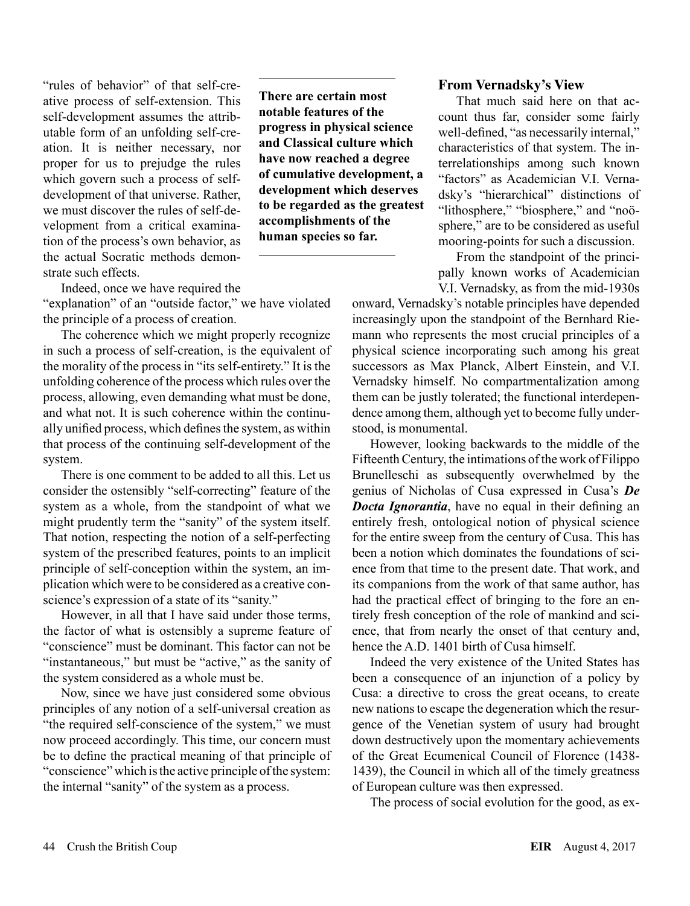"rules of behavior" of that self-creative process of self-extension. This self-development assumes the attributable form of an unfolding self-creation. It is neither necessary, nor proper for us to prejudge the rules which govern such a process of self-development of that universe. Rather, we must discover the rules of self-development from a critical examination of the process's own behavior, as the actual Socratic methods demonstrate such effects.

Indeed, once we have required the "explanation" of an "outside factor," we have violated the principle of a process of creation.

The coherence which we might properly recognize in such a process of self-creation, is the equivalent of the morality of the process in "its self-entirety." It is the unfolding coherence of the process which rules over the process, allowing, even demanding what must be done, and what not. It is such coherence within the continually unified process, which defines the system, as within that process of the continuing self-development of the system.

There is one comment to be added to all this. Let us consider the ostensibly "self-correcting" feature of the system as a whole, from the standpoint of what we might prudently term the "sanity" of the system itself. That notion, respecting the notion of a self-perfecting system of the prescribed features, points to an implicit principle of self-conception within the system, an implication which were to be considered as a creative conscience's expression of a state of its "sanity."

However, in all that I have said under those terms, the factor of what is ostensibly a supreme feature of "conscience" must be dominant. This factor can not be "instantaneous," but must be "active," as the sanity of the system considered as a whole must be.

Now, since we have just considered some obvious principles of any notion of a self-universal creation as "the required self-conscience of the system," we must now proceed accordingly. This time, our concern must be to define the practical meaning of that principle of "conscience" which is the active principle of the system: the internal "sanity" of the system as a process.

**There are certain most notable features of the progress in physical science and Classical culture which have now reached a degree of cumulative development, a development which deserves to be regarded as the greatest accomplishments of the human species so far.**

### From Vernadsky's View

That much said here on that account thus far, consider some fairly well-defined, "as necessarily internal," characteristics of that system. The interrelationships among such known "factors" as Academician V.I. Vernadsky's "hierarchical" distinctions of "lithosphere," "biosphere," and "noösphere," are to be considered as useful mooring-points for such a discussion.

From the standpoint of the principally known works of Academician V.I. Vernadsky, as from the mid-1930s onward, Vernadsky's notable principles have depended increasingly upon the standpoint of the Bernhard Riemann who represents the most crucial principles of a physical science incorporating such among his great successors as Max Planck, Albert Einstein, and V.I. Vernadsky himself. No compartmentalization among them can be justly tolerated; the functional interdependence among them, although yet to become fully understood, is monumental.

However, looking backwards to the middle of the Fifteenth Century, the intimations of the work of Filippo Brunelleschi as subsequently overwhelmed by the genius of Nicholas of Cusa expressed in Cusa's ***De Docta Ignorantia***, have no equal in their defining an entirely fresh, ontological notion of physical science for the entire sweep from the century of Cusa. This has been a notion which dominates the foundations of science from that time to the present date. That work, and its companions from the work of that same author, has had the practical effect of bringing to the fore an entirely fresh conception of the role of mankind and science, that from nearly the onset of that century and, hence the A.D. 1401 birth of Cusa himself.

Indeed the very existence of the United States has been a consequence of an injunction of a policy by Cusa: a directive to cross the great oceans, to create new nations to escape the degeneration which the resurgence of the Venetian system of usury had brought down destructively upon the momentary achievements of the Great Ecumenical Council of Florence (1438-1439), the Council in which all of the timely greatness of European culture was then expressed.

The process of social evolution for the good, as ex-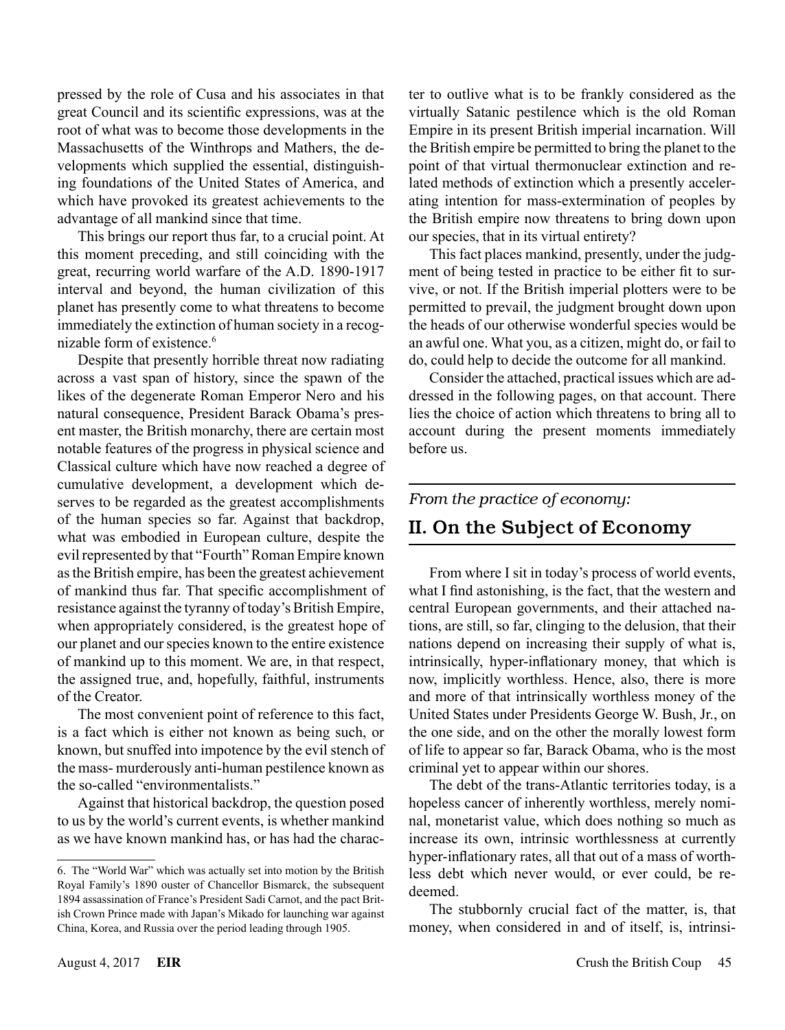pressed by the role of Cusa and his associates in that great Council and its scientific expressions, was at the root of what was to become those developments in the Massachusetts of the Winthrops and Mathers, the developments which supplied the essential, distinguishing foundations of the United States of America, and which have provoked its greatest achievements to the advantage of all mankind since that time.

This brings our report thus far, to a crucial point. At this moment preceding, and still coinciding with the great, recurring world warfare of the A.D. 1890-1917 interval and beyond, the human civilization of this planet has presently come to what threatens to become immediately the extinction of human society in a recognizable form of existence.[6]

Despite that presently horrible threat now radiating across a vast span of history, since the spawn of the likes of the degenerate Roman Emperor Nero and his natural consequence, President Barack Obama's present master, the British monarchy, there are certain most notable features of the progress in physical science and Classical culture which have now reached a degree of cumulative development, a development which deserves to be regarded as the greatest accomplishments of the human species so far. Against that backdrop, what was embodied in European culture, despite the evil represented by that "Fourth" Roman Empire known as the British empire, has been the greatest achievement of mankind thus far. That specific accomplishment of resistance against the tyranny of today's British Empire, when appropriately considered, is the greatest hope of our planet and our species known to the entire existence of mankind up to this moment. We are, in that respect, the assigned true, and, hopefully, faithful, instruments of the Creator.

The most convenient point of reference to this fact, is a fact which is either not known as being such, or known, but snuffed into impotence by the evil stench of the mass- murderously anti-human pestilence known as the so-called "environmentalists."

Against that historical backdrop, the question posed to us by the world's current events, is whether mankind as we have known mankind has, or has had the character to outlive what is to be frankly considered as the virtually Satanic pestilence which is the old Roman Empire in its present British imperial incarnation. Will the British empire be permitted to bring the planet to the point of that virtual thermonuclear extinction and related methods of extinction which a presently accelerating intention for mass-extermination of peoples by the British empire now threatens to bring down upon our species, that in its virtual entirety?

This fact places mankind, presently, under the judgment of being tested in practice to be either fit to survive, or not. If the British imperial plotters were to be permitted to prevail, the judgment brought down upon the heads of our otherwise wonderful species would be an awful one. What you, as a citizen, might do, or fail to do, could help to decide the outcome for all mankind.

Consider the attached, practical issues which are addressed in the following pages, on that account. There lies the choice of action which threatens to bring all to account during the present moments immediately before us.

*From the practice of economy:*

## II. On the Subject of Economy

From where I sit in today's process of world events, what I find astonishing, is the fact, that the western and central European governments, and their attached nations, are still, so far, clinging to the delusion, that their nations depend on increasing their supply of what is, intrinsically, hyper-inflationary money, that which is now, implicitly worthless. Hence, also, there is more and more of that intrinsically worthless money of the United States under Presidents George W. Bush, Jr., on the one side, and on the other the morally lowest form of life to appear so far, Barack Obama, who is the most criminal yet to appear within our shores.

The debt of the trans-Atlantic territories today, is a hopeless cancer of inherently worthless, merely nominal, monetarist value, which does nothing so much as increase its own, intrinsic worthlessness at currently hyper-inflationary rates, all that out of a mass of worthless debt which never would, or ever could, be redeemed.

The stubbornly crucial fact of the matter, is, that money, when considered in and of itself, is, intrinsi-

---

6. The "World War" which was actually set into motion by the British Royal Family's 1890 ouster of Chancellor Bismarck, the subsequent 1894 assassination of France's President Sadi Carnot, and the pact British Crown Prince made with Japan's Mikado for launching war against China, Korea, and Russia over the period leading through 1905.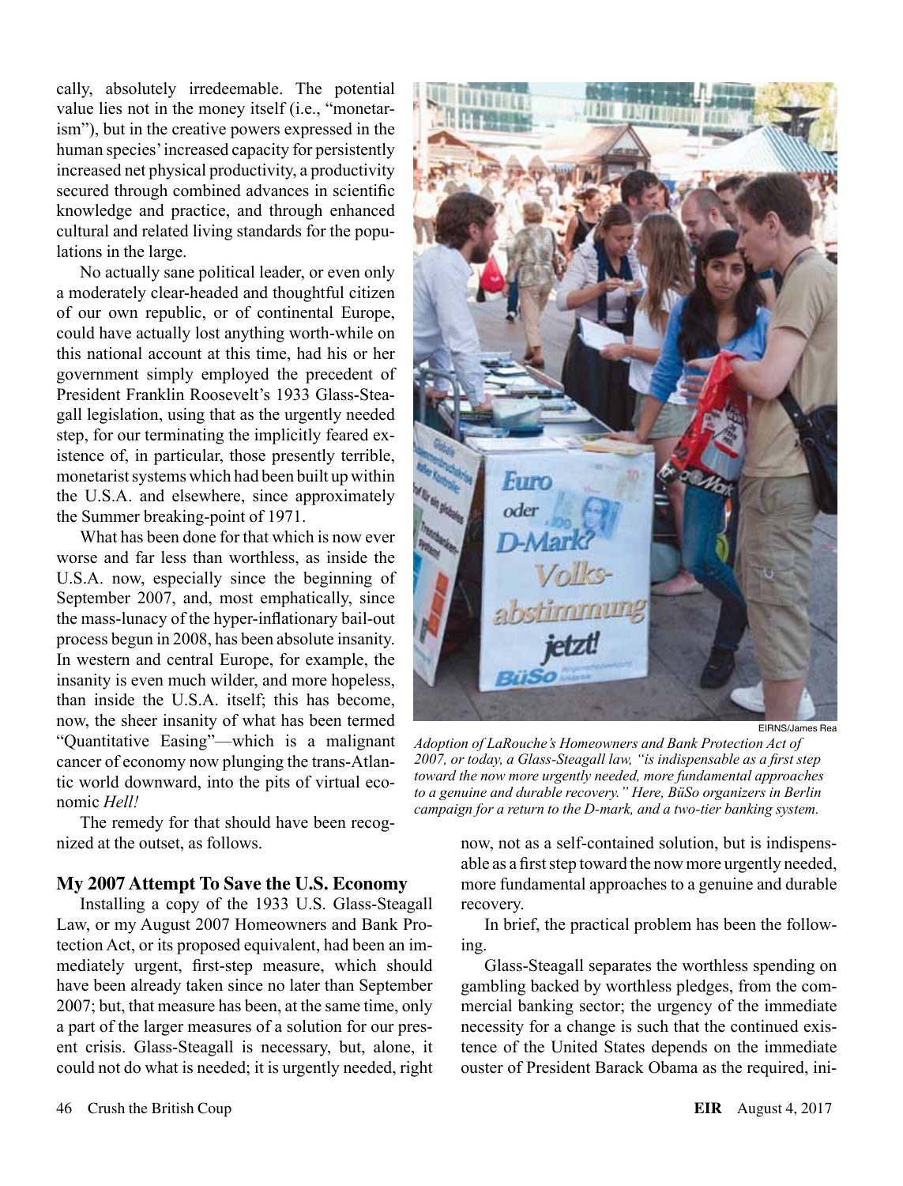cally, absolutely irredeemable. The potential value lies not in the money itself (i.e., "monetarism"), but in the creative powers expressed in the human species' increased capacity for persistently increased net physical productivity, a productivity secured through combined advances in scientific knowledge and practice, and through enhanced cultural and related living standards for the populations in the large.

No actually sane political leader, or even only a moderately clear-headed and thoughtful citizen of our own republic, or of continental Europe, could have actually lost anything worth-while on this national account at this time, had his or her government simply employed the precedent of President Franklin Roosevelt's 1933 Glass-Steagall legislation, using that as the urgently needed step, for our terminating the implicitly feared existence of, in particular, those presently terrible, monetarist systems which had been built up within the U.S.A. and elsewhere, since approximately the Summer breaking-point of 1971.

What has been done for that which is now ever worse and far less than worthless, as inside the U.S.A. now, especially since the beginning of September 2007, and, most emphatically, since the mass-lunacy of the hyper-inflationary bail-out process begun in 2008, has been absolute insanity. In western and central Europe, for example, the insanity is even much wilder, and more hopeless, than inside the U.S.A. itself; this has become, now, the sheer insanity of what has been termed "Quantitative Easing"—which is a malignant cancer of economy now plunging the trans-Atlantic world downward, into the pits of virtual economic *Hell!*

The remedy for that should have been recognized at the outset, as follows.

EIRNS/James Rea

*Adoption of LaRouche's Homeowners and Bank Protection Act of 2007, or today, a Glass-Steagall law, "is indispensable as a first step toward the now more urgently needed, more fundamental approaches to a genuine and durable recovery." Here, BüSo organizers in Berlin campaign for a return to the D-mark, and a two-tier banking system.*

## My 2007 Attempt To Save the U.S. Economy

Installing a copy of the 1933 U.S. Glass-Steagall Law, or my August 2007 Homeowners and Bank Protection Act, or its proposed equivalent, had been an immediately urgent, first-step measure, which should have been already taken since no later than September 2007; but, that measure has been, at the same time, only a part of the larger measures of a solution for our present crisis. Glass-Steagall is necessary, but, alone, it could not do what is needed; it is urgently needed, right now, not as a self-contained solution, but is indispensable as a first step toward the now more urgently needed, more fundamental approaches to a genuine and durable recovery.

In brief, the practical problem has been the following.

Glass-Steagall separates the worthless spending on gambling backed by worthless pledges, from the commercial banking sector; the urgency of the immediate necessity for a change is such that the continued existence of the United States depends on the immediate ouster of President Barack Obama as the required, ini-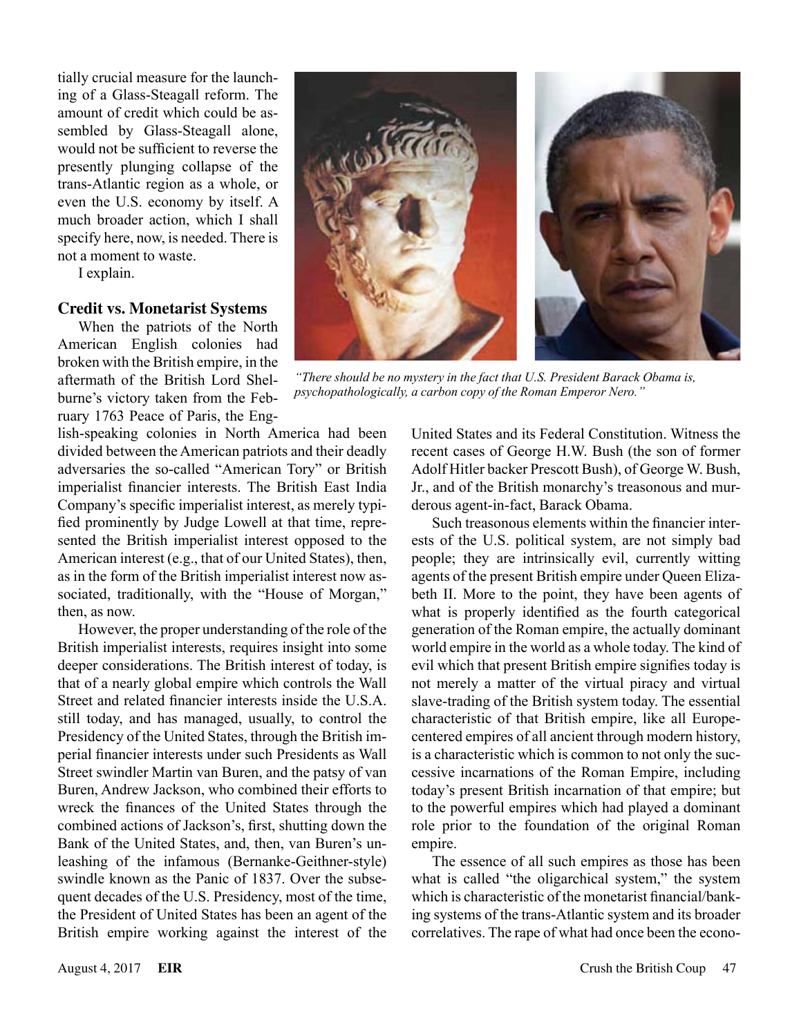tially crucial measure for the launching of a Glass-Steagall reform. The amount of credit which could be assembled by Glass-Steagall alone, would not be sufficient to reverse the presently plunging collapse of the trans-Atlantic region as a whole, or even the U.S. economy by itself. A much broader action, which I shall specify here, now, is needed. There is not a moment to waste.

I explain.

*"There should be no mystery in the fact that U.S. President Barack Obama is, psychopathologically, a carbon copy of the Roman Emperor Nero."*

### Credit vs. Monetarist Systems

When the patriots of the North American English colonies had broken with the British empire, in the aftermath of the British Lord Shelburne's victory taken from the February 1763 Peace of Paris, the English-speaking colonies in North America had been divided between the American patriots and their deadly adversaries the so-called "American Tory" or British imperialist financier interests. The British East India Company's specific imperialist interest, as merely typified prominently by Judge Lowell at that time, represented the British imperialist interest opposed to the American interest (e.g., that of our United States), then, as in the form of the British imperialist interest now associated, traditionally, with the "House of Morgan," then, as now.

However, the proper understanding of the role of the British imperialist interests, requires insight into some deeper considerations. The British interest of today, is that of a nearly global empire which controls the Wall Street and related financier interests inside the U.S.A. still today, and has managed, usually, to control the Presidency of the United States, through the British imperial financier interests under such Presidents as Wall Street swindler Martin van Buren, and the patsy of van Buren, Andrew Jackson, who combined their efforts to wreck the finances of the United States through the combined actions of Jackson's, first, shutting down the Bank of the United States, and, then, van Buren's unleashing of the infamous (Bernanke-Geithner-style) swindle known as the Panic of 1837. Over the subsequent decades of the U.S. Presidency, most of the time, the President of United States has been an agent of the British empire working against the interest of the United States and its Federal Constitution. Witness the recent cases of George H.W. Bush (the son of former Adolf Hitler backer Prescott Bush), of George W. Bush, Jr., and of the British monarchy's treasonous and murderous agent-in-fact, Barack Obama.

Such treasonous elements within the financier interests of the U.S. political system, are not simply bad people; they are intrinsically evil, currently witting agents of the present British empire under Queen Elizabeth II. More to the point, they have been agents of what is properly identified as the fourth categorical generation of the Roman empire, the actually dominant world empire in the world as a whole today. The kind of evil which that present British empire signifies today is not merely a matter of the virtual piracy and virtual slave-trading of the British system today. The essential characteristic of that British empire, like all Europe-centered empires of all ancient through modern history, is a characteristic which is common to not only the successive incarnations of the Roman Empire, including today's present British incarnation of that empire; but to the powerful empires which had played a dominant role prior to the foundation of the original Roman empire.

The essence of all such empires as those has been what is called "the oligarchical system," the system which is characteristic of the monetarist financial/banking systems of the trans-Atlantic system and its broader correlatives. The rape of what had once been the econo-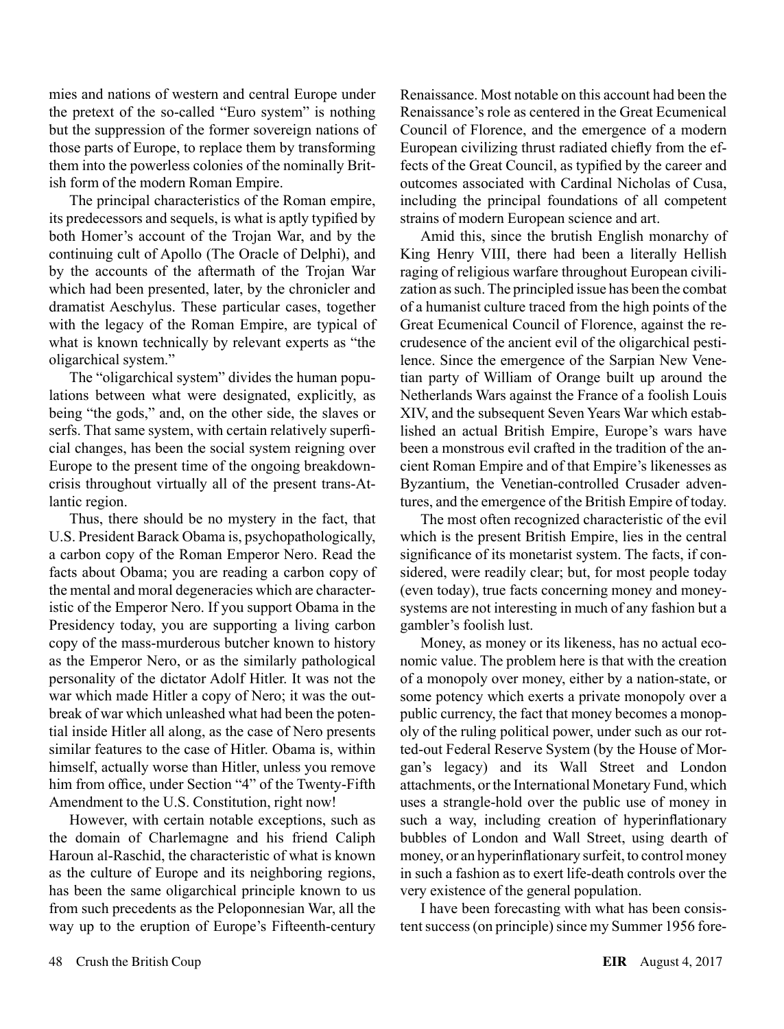mies and nations of western and central Europe under the pretext of the so-called "Euro system" is nothing but the suppression of the former sovereign nations of those parts of Europe, to replace them by transforming them into the powerless colonies of the nominally British form of the modern Roman Empire.

The principal characteristics of the Roman empire, its predecessors and sequels, is what is aptly typified by both Homer's account of the Trojan War, and by the continuing cult of Apollo (The Oracle of Delphi), and by the accounts of the aftermath of the Trojan War which had been presented, later, by the chronicler and dramatist Aeschylus. These particular cases, together with the legacy of the Roman Empire, are typical of what is known technically by relevant experts as "the oligarchical system."

The "oligarchical system" divides the human populations between what were designated, explicitly, as being "the gods," and, on the other side, the slaves or serfs. That same system, with certain relatively superficial changes, has been the social system reigning over Europe to the present time of the ongoing breakdown-crisis throughout virtually all of the present trans-Atlantic region.

Thus, there should be no mystery in the fact, that U.S. President Barack Obama is, psychopathologically, a carbon copy of the Roman Emperor Nero. Read the facts about Obama; you are reading a carbon copy of the mental and moral degeneracies which are characteristic of the Emperor Nero. If you support Obama in the Presidency today, you are supporting a living carbon copy of the mass-murderous butcher known to history as the Emperor Nero, or as the similarly pathological personality of the dictator Adolf Hitler. It was not the war which made Hitler a copy of Nero; it was the outbreak of war which unleashed what had been the potential inside Hitler all along, as the case of Nero presents similar features to the case of Hitler. Obama is, within himself, actually worse than Hitler, unless you remove him from office, under Section "4" of the Twenty-Fifth Amendment to the U.S. Constitution, right now!

However, with certain notable exceptions, such as the domain of Charlemagne and his friend Caliph Haroun al-Raschid, the characteristic of what is known as the culture of Europe and its neighboring regions, has been the same oligarchical principle known to us from such precedents as the Peloponnesian War, all the way up to the eruption of Europe's Fifteenth-century Renaissance. Most notable on this account had been the Renaissance's role as centered in the Great Ecumenical Council of Florence, and the emergence of a modern European civilizing thrust radiated chiefly from the effects of the Great Council, as typified by the career and outcomes associated with Cardinal Nicholas of Cusa, including the principal foundations of all competent strains of modern European science and art.

Amid this, since the brutish English monarchy of King Henry VIII, there had been a literally Hellish raging of religious warfare throughout European civilization as such. The principled issue has been the combat of a humanist culture traced from the high points of the Great Ecumenical Council of Florence, against the recrudesence of the ancient evil of the oligarchical pestilence. Since the emergence of the Sarpian New Venetian party of William of Orange built up around the Netherlands Wars against the France of a foolish Louis XIV, and the subsequent Seven Years War which established an actual British Empire, Europe's wars have been a monstrous evil crafted in the tradition of the ancient Roman Empire and of that Empire's likenesses as Byzantium, the Venetian-controlled Crusader adventures, and the emergence of the British Empire of today.

The most often recognized characteristic of the evil which is the present British Empire, lies in the central significance of its monetarist system. The facts, if considered, were readily clear; but, for most people today (even today), true facts concerning money and money-systems are not interesting in much of any fashion but a gambler's foolish lust.

Money, as money or its likeness, has no actual economic value. The problem here is that with the creation of a monopoly over money, either by a nation-state, or some potency which exerts a private monopoly over a public currency, the fact that money becomes a monopoly of the ruling political power, under such as our rotted-out Federal Reserve System (by the House of Morgan's legacy) and its Wall Street and London attachments, or the International Monetary Fund, which uses a strangle-hold over the public use of money in such a way, including creation of hyperinflationary bubbles of London and Wall Street, using dearth of money, or an hyperinflationary surfeit, to control money in such a fashion as to exert life-death controls over the very existence of the general population.

I have been forecasting with what has been consistent success (on principle) since my Summer 1956 fore-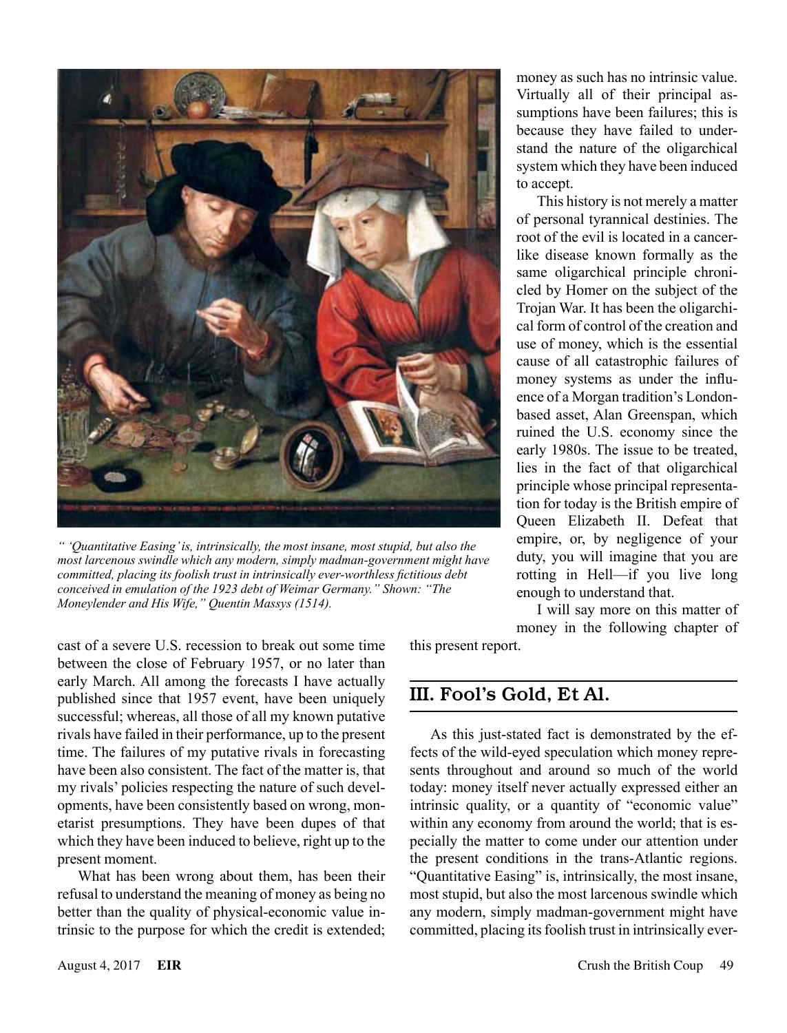*“ ‘Quantitative Easing’ is, intrinsically, the most insane, most stupid, but also the most larcenous swindle which any modern, simply madman-government might have committed, placing its foolish trust in intrinsically ever-worthless fictitious debt conceived in emulation of the 1923 debt of Weimar Germany.” Shown: “The Moneylender and His Wife,” Quentin Massys (1514).*

cast of a severe U.S. recession to break out some time between the close of February 1957, or no later than early March. All among the forecasts I have actually published since that 1957 event, have been uniquely successful; whereas, all those of all my known putative rivals have failed in their performance, up to the present time. The failures of my putative rivals in forecasting have been also consistent. The fact of the matter is, that my rivals’ policies respecting the nature of such developments, have been consistently based on wrong, monetarist presumptions. They have been dupes of that which they have been induced to believe, right up to the present moment.

What has been wrong about them, has been their refusal to understand the meaning of money as being no better than the quality of physical-economic value intrinsic to the purpose for which the credit is extended; money as such has no intrinsic value. Virtually all of their principal assumptions have been failures; this is because they have failed to understand the nature of the oligarchical system which they have been induced to accept.

This history is not merely a matter of personal tyrannical destinies. The root of the evil is located in a cancer-like disease known formally as the same oligarchical principle chronicled by Homer on the subject of the Trojan War. It has been the oligarchical form of control of the creation and use of money, which is the essential cause of all catastrophic failures of money systems as under the influence of a Morgan tradition’s London-based asset, Alan Greenspan, which ruined the U.S. economy since the early 1980s. The issue to be treated, lies in the fact of that oligarchical principle whose principal representation for today is the British empire of Queen Elizabeth II. Defeat that empire, or, by negligence of your duty, you will imagine that you are rotting in Hell—if you live long enough to understand that.

I will say more on this matter of money in the following chapter of this present report.

## III. Fool’s Gold, Et Al.

As this just-stated fact is demonstrated by the effects of the wild-eyed speculation which money represents throughout and around so much of the world today: money itself never actually expressed either an intrinsic quality, or a quantity of “economic value” within any economy from around the world; that is especially the matter to come under our attention under the present conditions in the trans-Atlantic regions. “Quantitative Easing” is, intrinsically, the most insane, most stupid, but also the most larcenous swindle which any modern, simply madman-government might have committed, placing its foolish trust in intrinsically ever-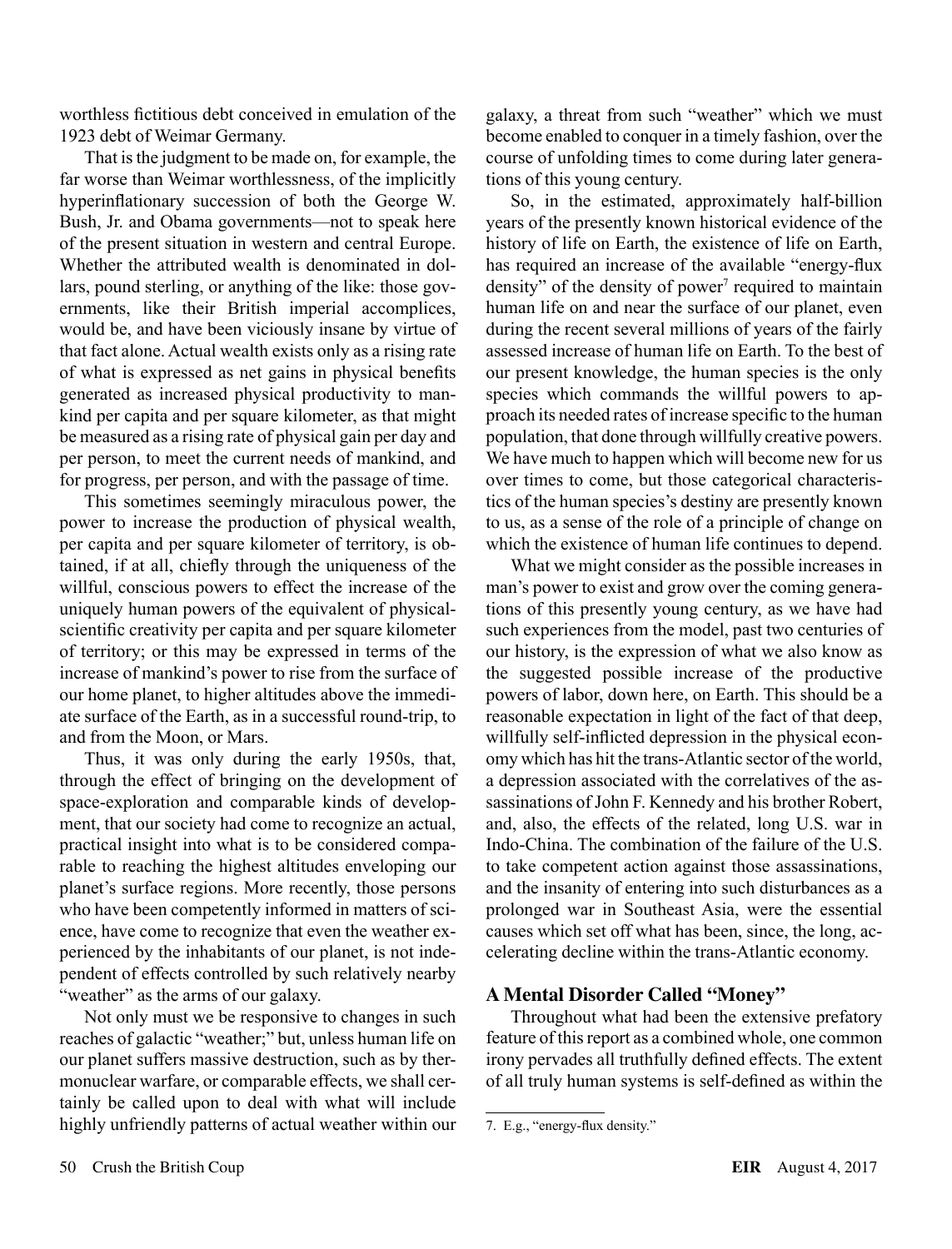worthless fictitious debt conceived in emulation of the 1923 debt of Weimar Germany.

That is the judgment to be made on, for example, the far worse than Weimar worthlessness, of the implicitly hyperinflationary succession of both the George W. Bush, Jr. and Obama governments—not to speak here of the present situation in western and central Europe. Whether the attributed wealth is denominated in dollars, pound sterling, or anything of the like: those governments, like their British imperial accomplices, would be, and have been viciously insane by virtue of that fact alone. Actual wealth exists only as a rising rate of what is expressed as net gains in physical benefits generated as increased physical productivity to mankind per capita and per square kilometer, as that might be measured as a rising rate of physical gain per day and per person, to meet the current needs of mankind, and for progress, per person, and with the passage of time.

This sometimes seemingly miraculous power, the power to increase the production of physical wealth, per capita and per square kilometer of territory, is obtained, if at all, chiefly through the uniqueness of the willful, conscious powers to effect the increase of the uniquely human powers of the equivalent of physical-scientific creativity per capita and per square kilometer of territory; or this may be expressed in terms of the increase of mankind's power to rise from the surface of our home planet, to higher altitudes above the immediate surface of the Earth, as in a successful round-trip, to and from the Moon, or Mars.

Thus, it was only during the early 1950s, that, through the effect of bringing on the development of space-exploration and comparable kinds of development, that our society had come to recognize an actual, practical insight into what is to be considered comparable to reaching the highest altitudes enveloping our planet's surface regions. More recently, those persons who have been competently informed in matters of science, have come to recognize that even the weather experienced by the inhabitants of our planet, is not independent of effects controlled by such relatively nearby "weather" as the arms of our galaxy.

Not only must we be responsive to changes in such reaches of galactic "weather;" but, unless human life on our planet suffers massive destruction, such as by thermonuclear warfare, or comparable effects, we shall certainly be called upon to deal with what will include highly unfriendly patterns of actual weather within our galaxy, a threat from such "weather" which we must become enabled to conquer in a timely fashion, over the course of unfolding times to come during later generations of this young century.

So, in the estimated, approximately half-billion years of the presently known historical evidence of the history of life on Earth, the existence of life on Earth, has required an increase of the available "energy-flux density" of the density of power[7] required to maintain human life on and near the surface of our planet, even during the recent several millions of years of the fairly assessed increase of human life on Earth. To the best of our present knowledge, the human species is the only species which commands the willful powers to approach its needed rates of increase specific to the human population, that done through willfully creative powers. We have much to happen which will become new for us over times to come, but those categorical characteristics of the human species's destiny are presently known to us, as a sense of the role of a principle of change on which the existence of human life continues to depend.

What we might consider as the possible increases in man's power to exist and grow over the coming generations of this presently young century, as we have had such experiences from the model, past two centuries of our history, is the expression of what we also know as the suggested possible increase of the productive powers of labor, down here, on Earth. This should be a reasonable expectation in light of the fact of that deep, willfully self-inflicted depression in the physical economy which has hit the trans-Atlantic sector of the world, a depression associated with the correlatives of the assassinations of John F. Kennedy and his brother Robert, and, also, the effects of the related, long U.S. war in Indo-China. The combination of the failure of the U.S. to take competent action against those assassinations, and the insanity of entering into such disturbances as a prolonged war in Southeast Asia, were the essential causes which set off what has been, since, the long, accelerating decline within the trans-Atlantic economy.

## A Mental Disorder Called "Money"

Throughout what had been the extensive prefatory feature of this report as a combined whole, one common irony pervades all truthfully defined effects. The extent of all truly human systems is self-defined as within the

---

7. E.g., "energy-flux density."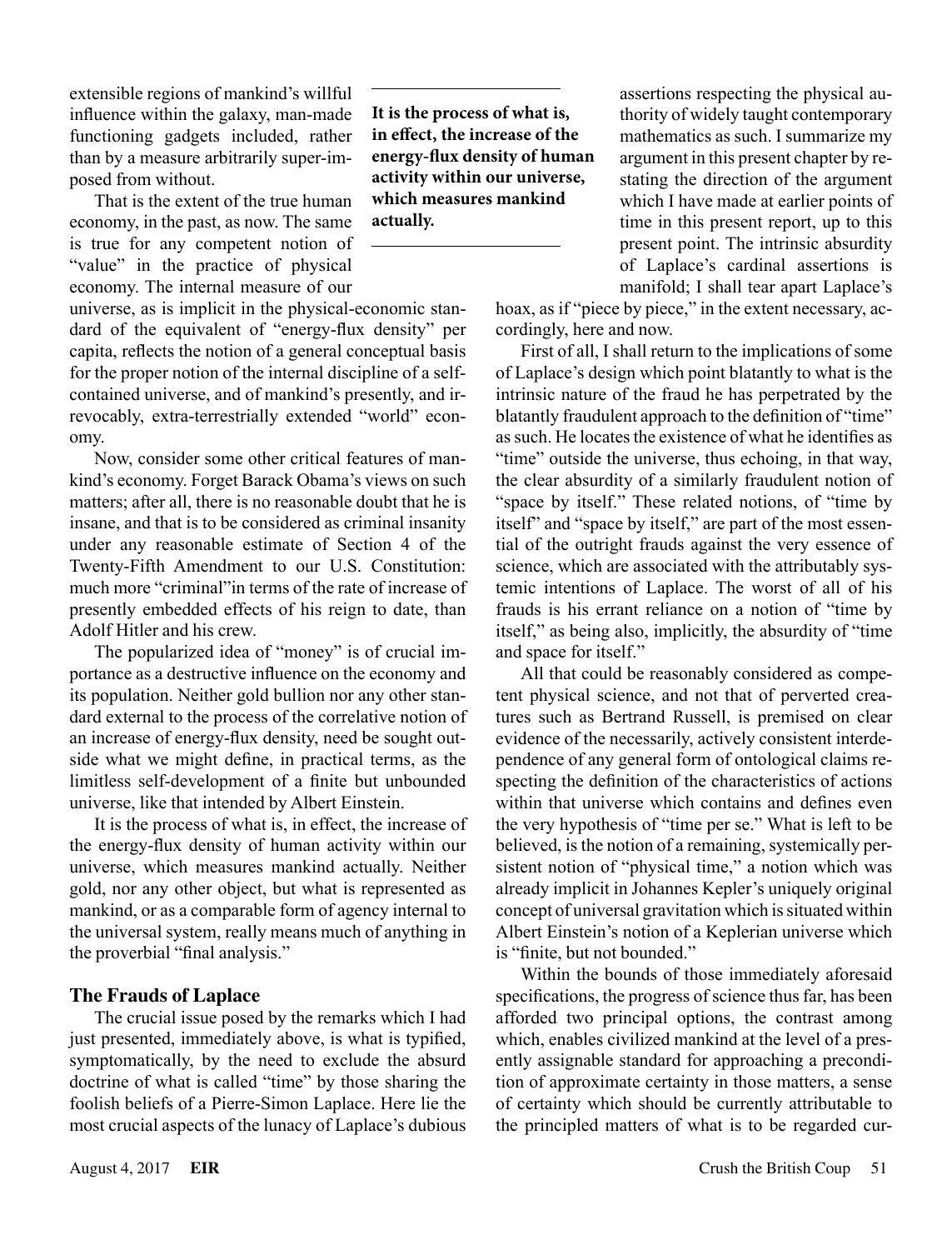extensible regions of mankind's willful influence within the galaxy, man-made functioning gadgets included, rather than by a measure arbitrarily super-imposed from without.

That is the extent of the true human economy, in the past, as now. The same is true for any competent notion of "value" in the practice of physical economy. The internal measure of our universe, as is implicit in the physical-economic standard of the equivalent of "energy-flux density" per capita, reflects the notion of a general conceptual basis for the proper notion of the internal discipline of a self-contained universe, and of mankind's presently, and irrevocably, extra-terrestrially extended "world" economy.

Now, consider some other critical features of mankind's economy. Forget Barack Obama's views on such matters; after all, there is no reasonable doubt that he is insane, and that is to be considered as criminal insanity under any reasonable estimate of Section 4 of the Twenty-Fifth Amendment to our U.S. Constitution: much more "criminal"in terms of the rate of increase of presently embedded effects of his reign to date, than Adolf Hitler and his crew.

The popularized idea of "money" is of crucial importance as a destructive influence on the economy and its population. Neither gold bullion nor any other standard external to the process of the correlative notion of an increase of energy-flux density, need be sought outside what we might define, in practical terms, as the limitless self-development of a finite but unbounded universe, like that intended by Albert Einstein.

It is the process of what is, in effect, the increase of the energy-flux density of human activity within our universe, which measures mankind actually. Neither gold, nor any other object, but what is represented as mankind, or as a comparable form of agency internal to the universal system, really means much of anything in the proverbial "final analysis."

**It is the process of what is, in effect, the increase of the energy-flux density of human activity within our universe, which measures mankind actually.**

## The Frauds of Laplace

The crucial issue posed by the remarks which I had just presented, immediately above, is what is typified, symptomatically, by the need to exclude the absurd doctrine of what is called "time" by those sharing the foolish beliefs of a Pierre-Simon Laplace. Here lie the most crucial aspects of the lunacy of Laplace's dubious assertions respecting the physical authority of widely taught contemporary mathematics as such. I summarize my argument in this present chapter by restating the direction of the argument which I have made at earlier points of time in this present report, up to this present point. The intrinsic absurdity of Laplace's cardinal assertions is manifold; I shall tear apart Laplace's hoax, as if "piece by piece," in the extent necessary, accordingly, here and now.

First of all, I shall return to the implications of some of Laplace's design which point blatantly to what is the intrinsic nature of the fraud he has perpetrated by the blatantly fraudulent approach to the definition of "time" as such. He locates the existence of what he identifies as "time" outside the universe, thus echoing, in that way, the clear absurdity of a similarly fraudulent notion of "space by itself." These related notions, of "time by itself" and "space by itself," are part of the most essential of the outright frauds against the very essence of science, which are associated with the attributably systemic intentions of Laplace. The worst of all of his frauds is his errant reliance on a notion of "time by itself," as being also, implicitly, the absurdity of "time and space for itself."

All that could be reasonably considered as competent physical science, and not that of perverted creatures such as Bertrand Russell, is premised on clear evidence of the necessarily, actively consistent interdependence of any general form of ontological claims respecting the definition of the characteristics of actions within that universe which contains and defines even the very hypothesis of "time per se." What is left to be believed, is the notion of a remaining, systemically persistent notion of "physical time," a notion which was already implicit in Johannes Kepler's uniquely original concept of universal gravitation which is situated within Albert Einstein's notion of a Keplerian universe which is "finite, but not bounded."

Within the bounds of those immediately aforesaid specifications, the progress of science thus far, has been afforded two principal options, the contrast among which, enables civilized mankind at the level of a presently assignable standard for approaching a precondition of approximate certainty in those matters, a sense of certainty which should be currently attributable to the principled matters of what is to be regarded cur-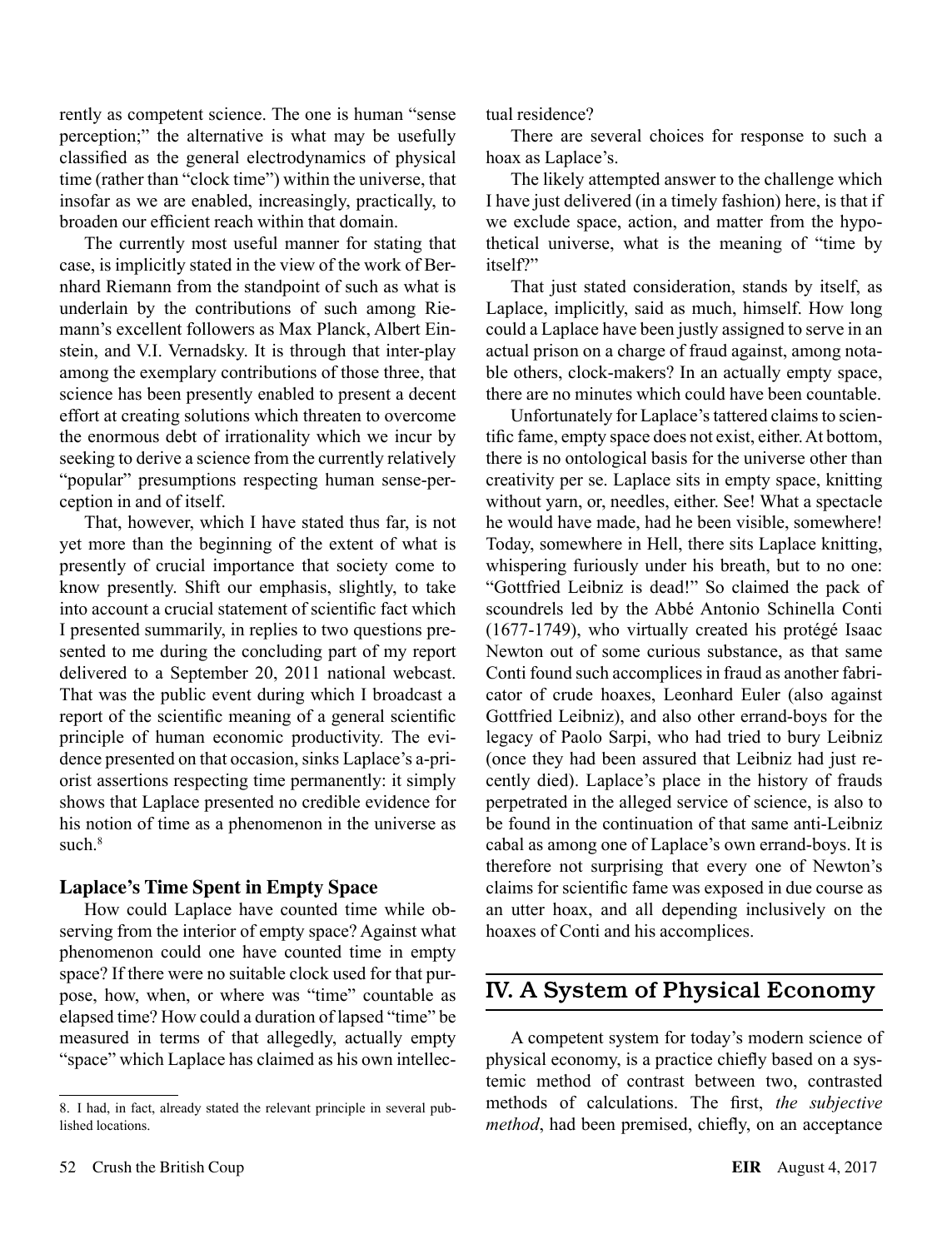rently as competent science. The one is human "sense perception;" the alternative is what may be usefully classified as the general electrodynamics of physical time (rather than "clock time") within the universe, that insofar as we are enabled, increasingly, practically, to broaden our efficient reach within that domain.

The currently most useful manner for stating that case, is implicitly stated in the view of the work of Bernhard Riemann from the standpoint of such as what is underlain by the contributions of such among Riemann's excellent followers as Max Planck, Albert Einstein, and V.I. Vernadsky. It is through that inter-play among the exemplary contributions of those three, that science has been presently enabled to present a decent effort at creating solutions which threaten to overcome the enormous debt of irrationality which we incur by seeking to derive a science from the currently relatively "popular" presumptions respecting human sense-perception in and of itself.

That, however, which I have stated thus far, is not yet more than the beginning of the extent of what is presently of crucial importance that society come to know presently. Shift our emphasis, slightly, to take into account a crucial statement of scientific fact which I presented summarily, in replies to two questions presented to me during the concluding part of my report delivered to a September 20, 2011 national webcast. That was the public event during which I broadcast a report of the scientific meaning of a general scientific principle of human economic productivity. The evidence presented on that occasion, sinks Laplace's a-priorist assertions respecting time permanently: it simply shows that Laplace presented no credible evidence for his notion of time as a phenomenon in the universe as such.[8]

### Laplace's Time Spent in Empty Space

How could Laplace have counted time while observing from the interior of empty space? Against what phenomenon could one have counted time in empty space? If there were no suitable clock used for that purpose, how, when, or where was "time" countable as elapsed time? How could a duration of lapsed "time" be measured in terms of that allegedly, actually empty "space" which Laplace has claimed as his own intellectual residence?

There are several choices for response to such a hoax as Laplace's.

The likely attempted answer to the challenge which I have just delivered (in a timely fashion) here, is that if we exclude space, action, and matter from the hypothetical universe, what is the meaning of "time by itself?"

That just stated consideration, stands by itself, as Laplace, implicitly, said as much, himself. How long could a Laplace have been justly assigned to serve in an actual prison on a charge of fraud against, among notable others, clock-makers? In an actually empty space, there are no minutes which could have been countable.

Unfortunately for Laplace's tattered claims to scientific fame, empty space does not exist, either. At bottom, there is no ontological basis for the universe other than creativity per se. Laplace sits in empty space, knitting without yarn, or, needles, either. See! What a spectacle he would have made, had he been visible, somewhere! Today, somewhere in Hell, there sits Laplace knitting, whispering furiously under his breath, but to no one: "Gottfried Leibniz is dead!" So claimed the pack of scoundrels led by the Abbé Antonio Schinella Conti (1677-1749), who virtually created his protégé Isaac Newton out of some curious substance, as that same Conti found such accomplices in fraud as another fabricator of crude hoaxes, Leonhard Euler (also against Gottfried Leibniz), and also other errand-boys for the legacy of Paolo Sarpi, who had tried to bury Leibniz (once they had been assured that Leibniz had just recently died). Laplace's place in the history of frauds perpetrated in the alleged service of science, is also to be found in the continuation of that same anti-Leibniz cabal as among one of Laplace's own errand-boys. It is therefore not surprising that every one of Newton's claims for scientific fame was exposed in due course as an utter hoax, and all depending inclusively on the hoaxes of Conti and his accomplices.

## IV. A System of Physical Economy

A competent system for today's modern science of physical economy, is a practice chiefly based on a systemic method of contrast between two, contrasted methods of calculations. The first, *the subjective method*, had been premised, chiefly, on an acceptance

---

8. I had, in fact, already stated the relevant principle in several published locations.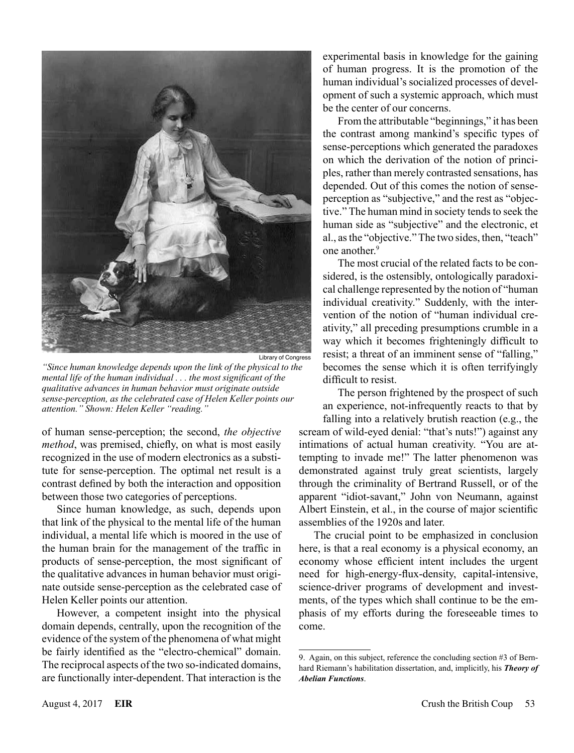Library of Congress

*"Since human knowledge depends upon the link of the physical to the mental life of the human individual . . . the most significant of the qualitative advances in human behavior must originate outside sense-perception, as the celebrated case of Helen Keller points our attention." Shown: Helen Keller "reading."*

of human sense-perception; the second, *the objective method*, was premised, chiefly, on what is most easily recognized in the use of modern electronics as a substitute for sense-perception. The optimal net result is a contrast defined by both the interaction and opposition between those two categories of perceptions.

Since human knowledge, as such, depends upon that link of the physical to the mental life of the human individual, a mental life which is moored in the use of the human brain for the management of the traffic in products of sense-perception, the most significant of the qualitative advances in human behavior must originate outside sense-perception as the celebrated case of Helen Keller points our attention.

However, a competent insight into the physical domain depends, centrally, upon the recognition of the evidence of the system of the phenomena of what might be fairly identified as the "electro-chemical" domain. The reciprocal aspects of the two so-indicated domains, are functionally inter-dependent. That interaction is the experimental basis in knowledge for the gaining of human progress. It is the promotion of the human individual's socialized processes of development of such a systemic approach, which must be the center of our concerns.

From the attributable "beginnings," it has been the contrast among mankind's specific types of sense-perceptions which generated the paradoxes on which the derivation of the notion of principles, rather than merely contrasted sensations, has depended. Out of this comes the notion of sense-perception as "subjective," and the rest as "objective." The human mind in society tends to seek the human side as "subjective" and the electronic, et al., as the "objective." The two sides, then, "teach" one another.[9]

The most crucial of the related facts to be considered, is the ostensibly, ontologically paradoxical challenge represented by the notion of "human individual creativity." Suddenly, with the intervention of the notion of "human individual creativity," all preceding presumptions crumble in a way which it becomes frighteningly difficult to resist; a threat of an imminent sense of "falling," becomes the sense which it is often terrifyingly difficult to resist.

The person frightened by the prospect of such an experience, not-infrequently reacts to that by falling into a relatively brutish reaction (e.g., the scream of wild-eyed denial: "that's nuts!") against any intimations of actual human creativity. "You are attempting to invade me!" The latter phenomenon was demonstrated against truly great scientists, largely through the criminality of Bertrand Russell, or of the apparent "idiot-savant," John von Neumann, against Albert Einstein, et al., in the course of major scientific assemblies of the 1920s and later.

The crucial point to be emphasized in conclusion here, is that a real economy is a physical economy, an economy whose efficient intent includes the urgent need for high-energy-flux-density, capital-intensive, science-driver programs of development and investments, of the types which shall continue to be the emphasis of my efforts during the foreseeable times to come.

---

9. Again, on this subject, reference the concluding section #3 of Bernhard Riemann's habilitation dissertation, and, implicitly, his ***Theory of Abelian Functions***.